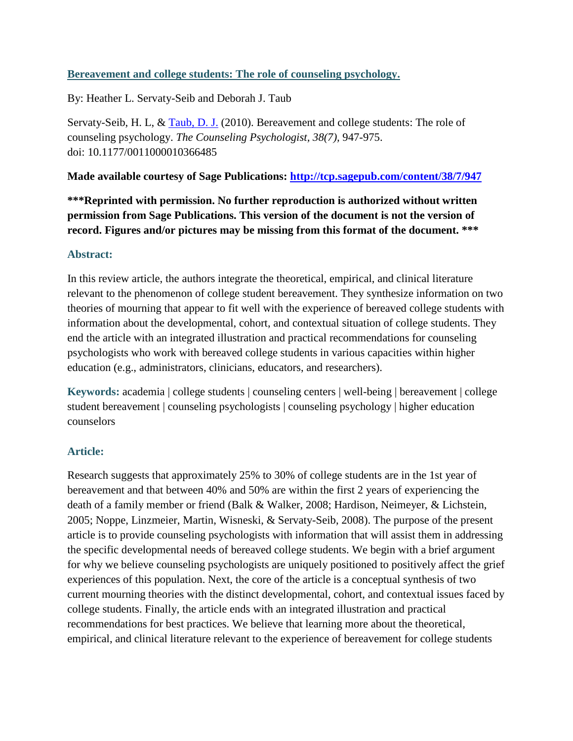**[Bereavement and college students: The role of counseling psychology.](http://tcp.sagepub.com/content/38/7/947)**

By: Heather L. Servaty-Seib and Deborah J. Taub

Servaty-Seib, H. L, & Taub, D. J. (2010). Bereavement and college students: The role of counseling psychology. *The Counseling Psychologist*, *38(7)*, 947-975.
doi: 10.1177/0011000010366485

**Made available courtesy of Sage Publications: [http://tcp.sagepub.com/content/38/7/947](http://tcp.sagepub.com/content/38/7/947)**

**\*\*\*Reprinted with permission. No further reproduction is authorized without written permission from Sage Publications. This version of the document is not the version of record. Figures and/or pictures may be missing from this format of the document. \*\*\***

### Abstract:

In this review article, the authors integrate the theoretical, empirical, and clinical literature relevant to the phenomenon of college student bereavement. They synthesize information on two theories of mourning that appear to fit well with the experience of bereaved college students with information about the developmental, cohort, and contextual situation of college students. They end the article with an integrated illustration and practical recommendations for counseling psychologists who work with bereaved college students in various capacities within higher education (e.g., administrators, clinicians, educators, and researchers).

**Keywords:** academia | college students | counseling centers | well-being | bereavement | college student bereavement | counseling psychologists | counseling psychology | higher education counselors

### Article:

Research suggests that approximately 25% to 30% of college students are in the 1st year of bereavement and that between 40% and 50% are within the first 2 years of experiencing the death of a family member or friend (Balk & Walker, 2008; Hardison, Neimeyer, & Lichstein, 2005; Noppe, Linzmeier, Martin, Wisneski, & Servaty-Seib, 2008). The purpose of the present article is to provide counseling psychologists with information that will assist them in addressing the specific developmental needs of bereaved college students. We begin with a brief argument for why we believe counseling psychologists are uniquely positioned to positively affect the grief experiences of this population. Next, the core of the article is a conceptual synthesis of two current mourning theories with the distinct developmental, cohort, and contextual issues faced by college students. Finally, the article ends with an integrated illustration and practical recommendations for best practices. We believe that learning more about the theoretical, empirical, and clinical literature relevant to the experience of bereavement for college students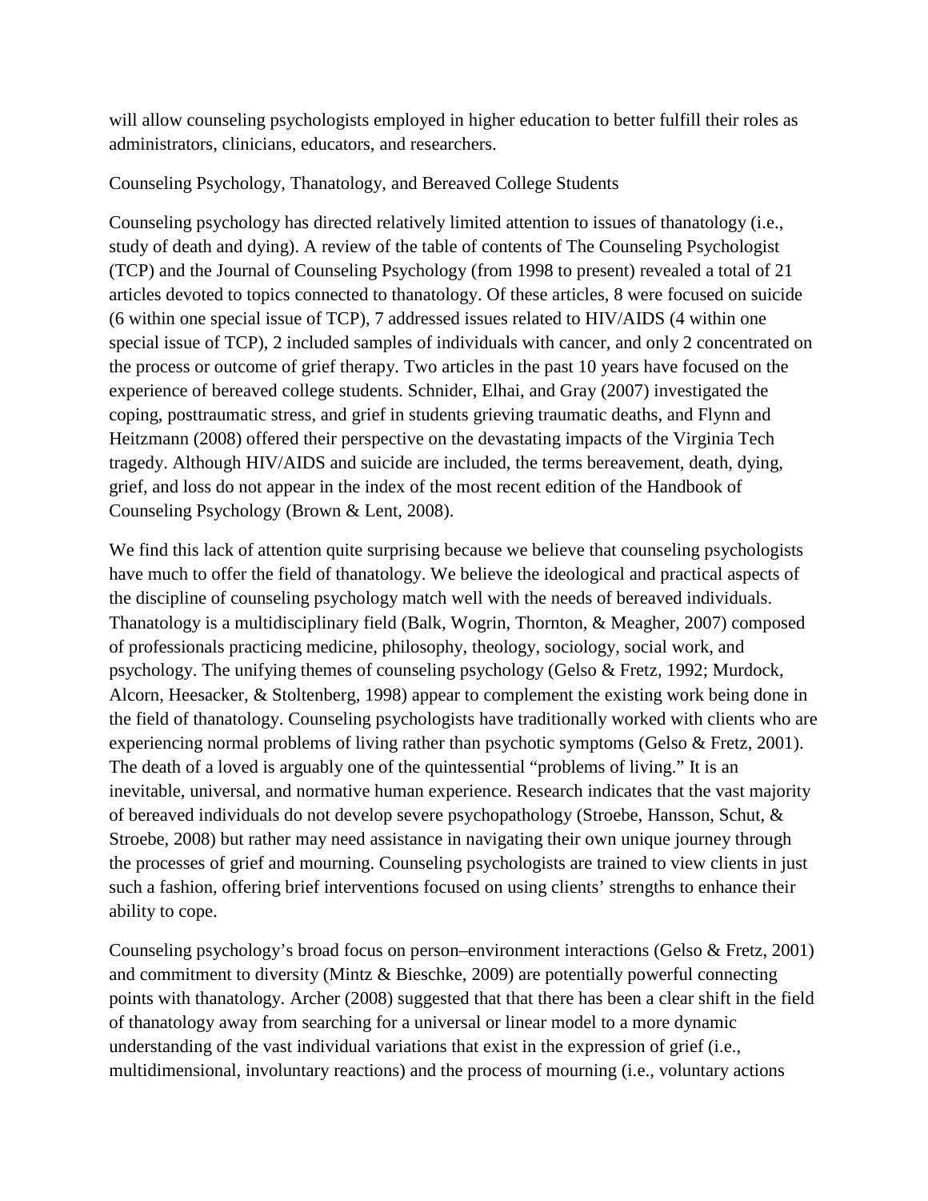will allow counseling psychologists employed in higher education to better fulfill their roles as administrators, clinicians, educators, and researchers.

## Counseling Psychology, Thanatology, and Bereaved College Students

Counseling psychology has directed relatively limited attention to issues of thanatology (i.e., study of death and dying). A review of the table of contents of The Counseling Psychologist (TCP) and the Journal of Counseling Psychology (from 1998 to present) revealed a total of 21 articles devoted to topics connected to thanatology. Of these articles, 8 were focused on suicide (6 within one special issue of TCP), 7 addressed issues related to HIV/AIDS (4 within one special issue of TCP), 2 included samples of individuals with cancer, and only 2 concentrated on the process or outcome of grief therapy. Two articles in the past 10 years have focused on the experience of bereaved college students. Schnider, Elhai, and Gray (2007) investigated the coping, posttraumatic stress, and grief in students grieving traumatic deaths, and Flynn and Heitzmann (2008) offered their perspective on the devastating impacts of the Virginia Tech tragedy. Although HIV/AIDS and suicide are included, the terms bereavement, death, dying, grief, and loss do not appear in the index of the most recent edition of the Handbook of Counseling Psychology (Brown & Lent, 2008).

We find this lack of attention quite surprising because we believe that counseling psychologists have much to offer the field of thanatology. We believe the ideological and practical aspects of the discipline of counseling psychology match well with the needs of bereaved individuals. Thanatology is a multidisciplinary field (Balk, Wogrin, Thornton, & Meagher, 2007) composed of professionals practicing medicine, philosophy, theology, sociology, social work, and psychology. The unifying themes of counseling psychology (Gelso & Fretz, 1992; Murdock, Alcorn, Heesacker, & Stoltenberg, 1998) appear to complement the existing work being done in the field of thanatology. Counseling psychologists have traditionally worked with clients who are experiencing normal problems of living rather than psychotic symptoms (Gelso & Fretz, 2001). The death of a loved is arguably one of the quintessential "problems of living." It is an inevitable, universal, and normative human experience. Research indicates that the vast majority of bereaved individuals do not develop severe psychopathology (Stroebe, Hansson, Schut, & Stroebe, 2008) but rather may need assistance in navigating their own unique journey through the processes of grief and mourning. Counseling psychologists are trained to view clients in just such a fashion, offering brief interventions focused on using clients' strengths to enhance their ability to cope.

Counseling psychology's broad focus on person–environment interactions (Gelso & Fretz, 2001) and commitment to diversity (Mintz & Bieschke, 2009) are potentially powerful connecting points with thanatology. Archer (2008) suggested that that there has been a clear shift in the field of thanatology away from searching for a universal or linear model to a more dynamic understanding of the vast individual variations that exist in the expression of grief (i.e., multidimensional, involuntary reactions) and the process of mourning (i.e., voluntary actions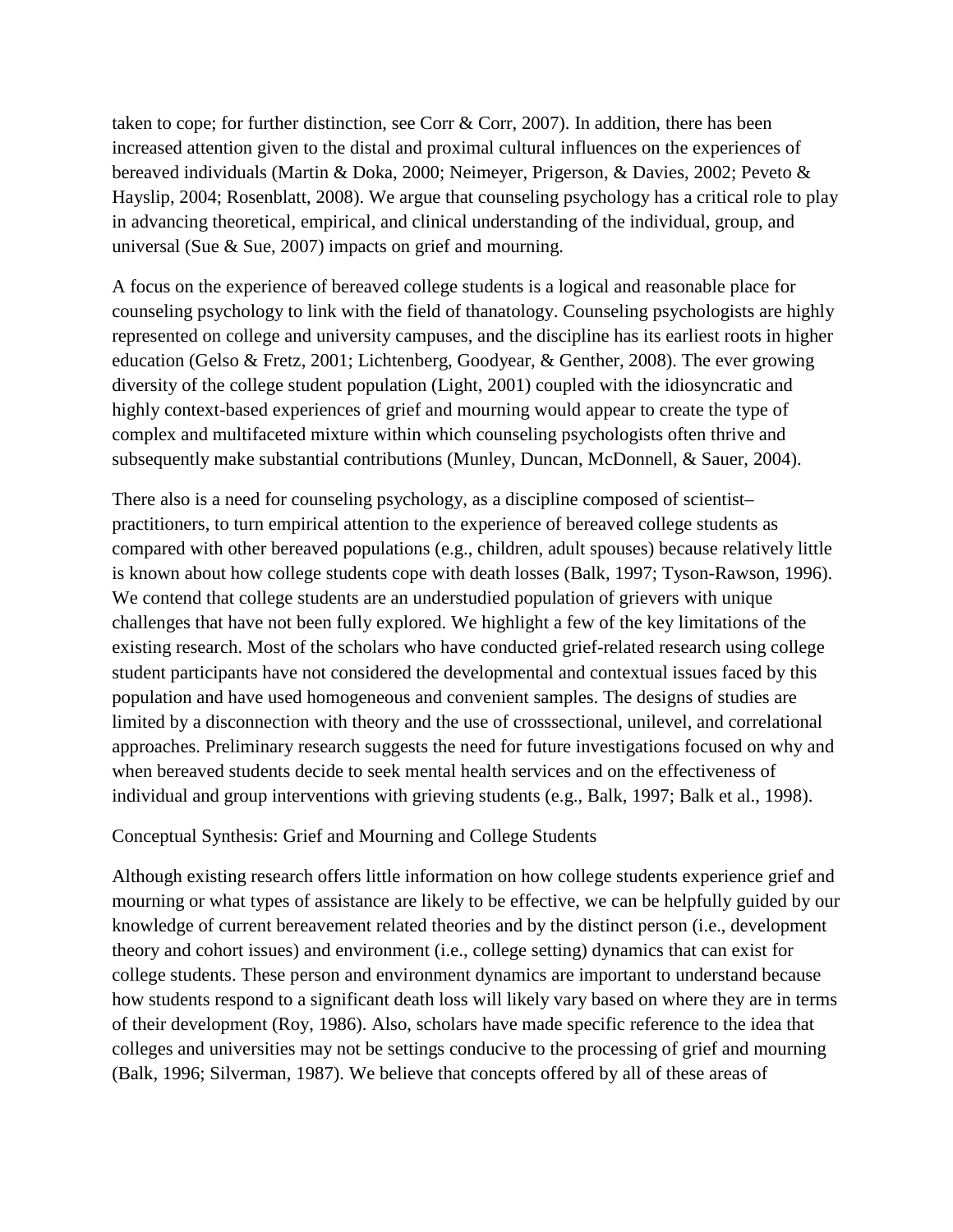taken to cope; for further distinction, see Corr & Corr, 2007). In addition, there has been increased attention given to the distal and proximal cultural influences on the experiences of bereaved individuals (Martin & Doka, 2000; Neimeyer, Prigerson, & Davies, 2002; Peveto & Hayslip, 2004; Rosenblatt, 2008). We argue that counseling psychology has a critical role to play in advancing theoretical, empirical, and clinical understanding of the individual, group, and universal (Sue & Sue, 2007) impacts on grief and mourning.

A focus on the experience of bereaved college students is a logical and reasonable place for counseling psychology to link with the field of thanatology. Counseling psychologists are highly represented on college and university campuses, and the discipline has its earliest roots in higher education (Gelso & Fretz, 2001; Lichtenberg, Goodyear, & Genther, 2008). The ever growing diversity of the college student population (Light, 2001) coupled with the idiosyncratic and highly context-based experiences of grief and mourning would appear to create the type of complex and multifaceted mixture within which counseling psychologists often thrive and subsequently make substantial contributions (Munley, Duncan, McDonnell, & Sauer, 2004).

There also is a need for counseling psychology, as a discipline composed of scientist–practitioners, to turn empirical attention to the experience of bereaved college students as compared with other bereaved populations (e.g., children, adult spouses) because relatively little is known about how college students cope with death losses (Balk, 1997; Tyson-Rawson, 1996). We contend that college students are an understudied population of grievers with unique challenges that have not been fully explored. We highlight a few of the key limitations of the existing research. Most of the scholars who have conducted grief-related research using college student participants have not considered the developmental and contextual issues faced by this population and have used homogeneous and convenient samples. The designs of studies are limited by a disconnection with theory and the use of crosssectional, unilevel, and correlational approaches. Preliminary research suggests the need for future investigations focused on why and when bereaved students decide to seek mental health services and on the effectiveness of individual and group interventions with grieving students (e.g., Balk, 1997; Balk et al., 1998).

## Conceptual Synthesis: Grief and Mourning and College Students

Although existing research offers little information on how college students experience grief and mourning or what types of assistance are likely to be effective, we can be helpfully guided by our knowledge of current bereavement related theories and by the distinct person (i.e., development theory and cohort issues) and environment (i.e., college setting) dynamics that can exist for college students. These person and environment dynamics are important to understand because how students respond to a significant death loss will likely vary based on where they are in terms of their development (Roy, 1986). Also, scholars have made specific reference to the idea that colleges and universities may not be settings conducive to the processing of grief and mourning (Balk, 1996; Silverman, 1987). We believe that concepts offered by all of these areas of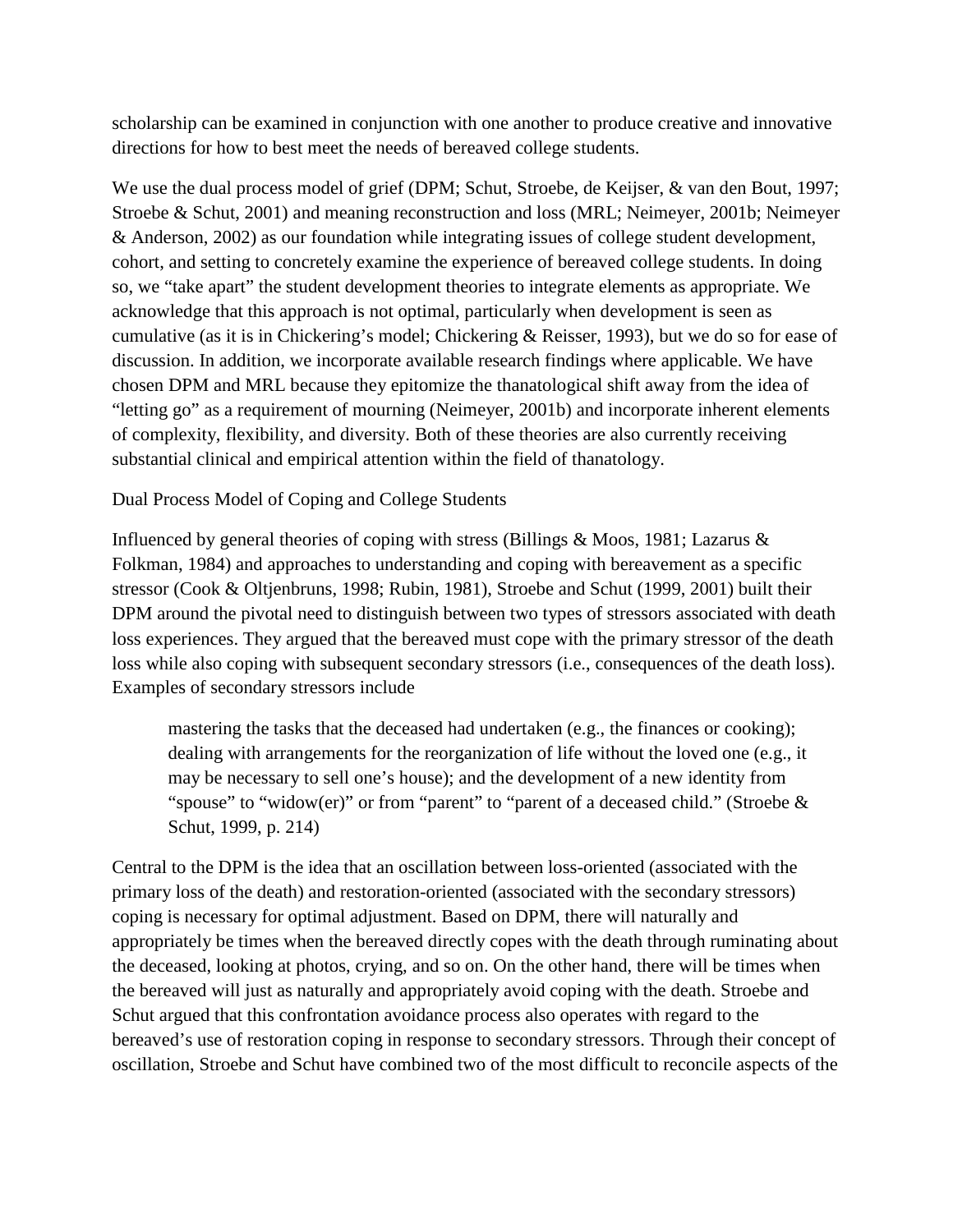scholarship can be examined in conjunction with one another to produce creative and innovative directions for how to best meet the needs of bereaved college students.

We use the dual process model of grief (DPM; Schut, Stroebe, de Keijser, & van den Bout, 1997; Stroebe & Schut, 2001) and meaning reconstruction and loss (MRL; Neimeyer, 2001b; Neimeyer & Anderson, 2002) as our foundation while integrating issues of college student development, cohort, and setting to concretely examine the experience of bereaved college students. In doing so, we "take apart" the student development theories to integrate elements as appropriate. We acknowledge that this approach is not optimal, particularly when development is seen as cumulative (as it is in Chickering's model; Chickering & Reisser, 1993), but we do so for ease of discussion. In addition, we incorporate available research findings where applicable. We have chosen DPM and MRL because they epitomize the thanatological shift away from the idea of "letting go" as a requirement of mourning (Neimeyer, 2001b) and incorporate inherent elements of complexity, flexibility, and diversity. Both of these theories are also currently receiving substantial clinical and empirical attention within the field of thanatology.

## Dual Process Model of Coping and College Students

Influenced by general theories of coping with stress (Billings & Moos, 1981; Lazarus & Folkman, 1984) and approaches to understanding and coping with bereavement as a specific stressor (Cook & Oltjenbruns, 1998; Rubin, 1981), Stroebe and Schut (1999, 2001) built their DPM around the pivotal need to distinguish between two types of stressors associated with death loss experiences. They argued that the bereaved must cope with the primary stressor of the death loss while also coping with subsequent secondary stressors (i.e., consequences of the death loss). Examples of secondary stressors include

> mastering the tasks that the deceased had undertaken (e.g., the finances or cooking); dealing with arrangements for the reorganization of life without the loved one (e.g., it may be necessary to sell one's house); and the development of a new identity from "spouse" to "widow(er)" or from "parent" to "parent of a deceased child." (Stroebe & Schut, 1999, p. 214)

Central to the DPM is the idea that an oscillation between loss-oriented (associated with the primary loss of the death) and restoration-oriented (associated with the secondary stressors) coping is necessary for optimal adjustment. Based on DPM, there will naturally and appropriately be times when the bereaved directly copes with the death through ruminating about the deceased, looking at photos, crying, and so on. On the other hand, there will be times when the bereaved will just as naturally and appropriately avoid coping with the death. Stroebe and Schut argued that this confrontation avoidance process also operates with regard to the bereaved's use of restoration coping in response to secondary stressors. Through their concept of oscillation, Stroebe and Schut have combined two of the most difficult to reconcile aspects of the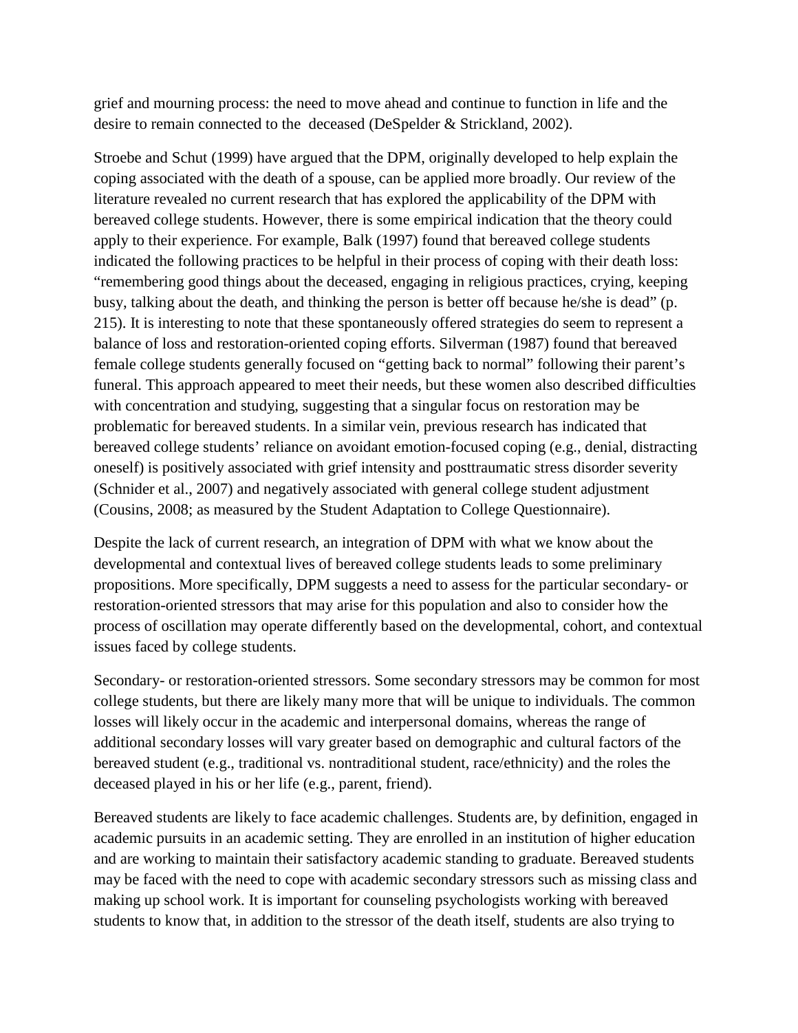grief and mourning process: the need to move ahead and continue to function in life and the desire to remain connected to the deceased (DeSpelder & Strickland, 2002).

Stroebe and Schut (1999) have argued that the DPM, originally developed to help explain the coping associated with the death of a spouse, can be applied more broadly. Our review of the literature revealed no current research that has explored the applicability of the DPM with bereaved college students. However, there is some empirical indication that the theory could apply to their experience. For example, Balk (1997) found that bereaved college students indicated the following practices to be helpful in their process of coping with their death loss: "remembering good things about the deceased, engaging in religious practices, crying, keeping busy, talking about the death, and thinking the person is better off because he/she is dead" (p. 215). It is interesting to note that these spontaneously offered strategies do seem to represent a balance of loss and restoration-oriented coping efforts. Silverman (1987) found that bereaved female college students generally focused on "getting back to normal" following their parent's funeral. This approach appeared to meet their needs, but these women also described difficulties with concentration and studying, suggesting that a singular focus on restoration may be problematic for bereaved students. In a similar vein, previous research has indicated that bereaved college students' reliance on avoidant emotion-focused coping (e.g., denial, distracting oneself) is positively associated with grief intensity and posttraumatic stress disorder severity (Schnider et al., 2007) and negatively associated with general college student adjustment (Cousins, 2008; as measured by the Student Adaptation to College Questionnaire).

Despite the lack of current research, an integration of DPM with what we know about the developmental and contextual lives of bereaved college students leads to some preliminary propositions. More specifically, DPM suggests a need to assess for the particular secondary- or restoration-oriented stressors that may arise for this population and also to consider how the process of oscillation may operate differently based on the developmental, cohort, and contextual issues faced by college students.

Secondary- or restoration-oriented stressors. Some secondary stressors may be common for most college students, but there are likely many more that will be unique to individuals. The common losses will likely occur in the academic and interpersonal domains, whereas the range of additional secondary losses will vary greater based on demographic and cultural factors of the bereaved student (e.g., traditional vs. nontraditional student, race/ethnicity) and the roles the deceased played in his or her life (e.g., parent, friend).

Bereaved students are likely to face academic challenges. Students are, by definition, engaged in academic pursuits in an academic setting. They are enrolled in an institution of higher education and are working to maintain their satisfactory academic standing to graduate. Bereaved students may be faced with the need to cope with academic secondary stressors such as missing class and making up school work. It is important for counseling psychologists working with bereaved students to know that, in addition to the stressor of the death itself, students are also trying to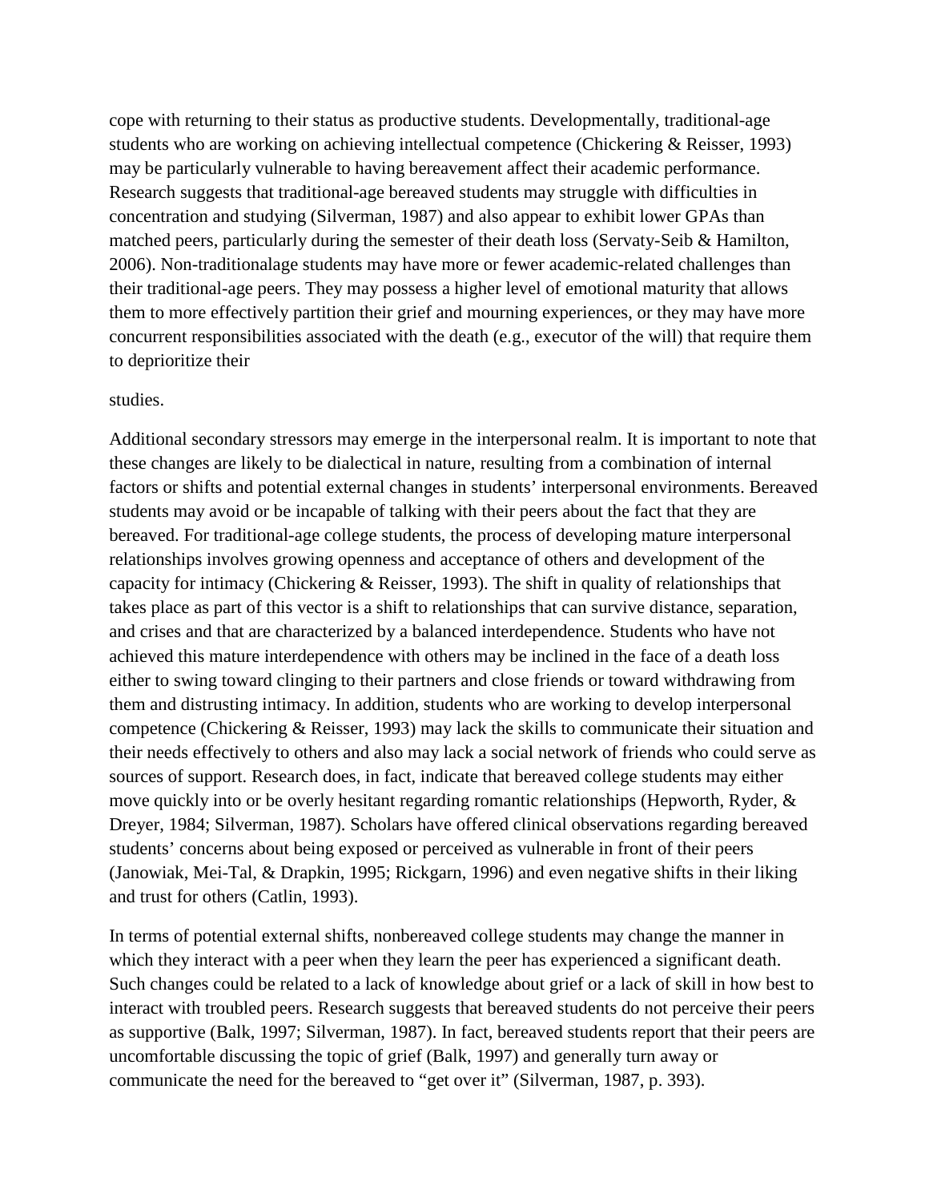cope with returning to their status as productive students. Developmentally, traditional-age students who are working on achieving intellectual competence (Chickering & Reisser, 1993) may be particularly vulnerable to having bereavement affect their academic performance. Research suggests that traditional-age bereaved students may struggle with difficulties in concentration and studying (Silverman, 1987) and also appear to exhibit lower GPAs than matched peers, particularly during the semester of their death loss (Servaty-Seib & Hamilton, 2006). Non-traditionalage students may have more or fewer academic-related challenges than their traditional-age peers. They may possess a higher level of emotional maturity that allows them to more effectively partition their grief and mourning experiences, or they may have more concurrent responsibilities associated with the death (e.g., executor of the will) that require them to deprioritize their

studies.

Additional secondary stressors may emerge in the interpersonal realm. It is important to note that these changes are likely to be dialectical in nature, resulting from a combination of internal factors or shifts and potential external changes in students' interpersonal environments. Bereaved students may avoid or be incapable of talking with their peers about the fact that they are bereaved. For traditional-age college students, the process of developing mature interpersonal relationships involves growing openness and acceptance of others and development of the capacity for intimacy (Chickering & Reisser, 1993). The shift in quality of relationships that takes place as part of this vector is a shift to relationships that can survive distance, separation, and crises and that are characterized by a balanced interdependence. Students who have not achieved this mature interdependence with others may be inclined in the face of a death loss either to swing toward clinging to their partners and close friends or toward withdrawing from them and distrusting intimacy. In addition, students who are working to develop interpersonal competence (Chickering & Reisser, 1993) may lack the skills to communicate their situation and their needs effectively to others and also may lack a social network of friends who could serve as sources of support. Research does, in fact, indicate that bereaved college students may either move quickly into or be overly hesitant regarding romantic relationships (Hepworth, Ryder, & Dreyer, 1984; Silverman, 1987). Scholars have offered clinical observations regarding bereaved students' concerns about being exposed or perceived as vulnerable in front of their peers (Janowiak, Mei-Tal, & Drapkin, 1995; Rickgarn, 1996) and even negative shifts in their liking and trust for others (Catlin, 1993).

In terms of potential external shifts, nonbereaved college students may change the manner in which they interact with a peer when they learn the peer has experienced a significant death. Such changes could be related to a lack of knowledge about grief or a lack of skill in how best to interact with troubled peers. Research suggests that bereaved students do not perceive their peers as supportive (Balk, 1997; Silverman, 1987). In fact, bereaved students report that their peers are uncomfortable discussing the topic of grief (Balk, 1997) and generally turn away or communicate the need for the bereaved to "get over it" (Silverman, 1987, p. 393).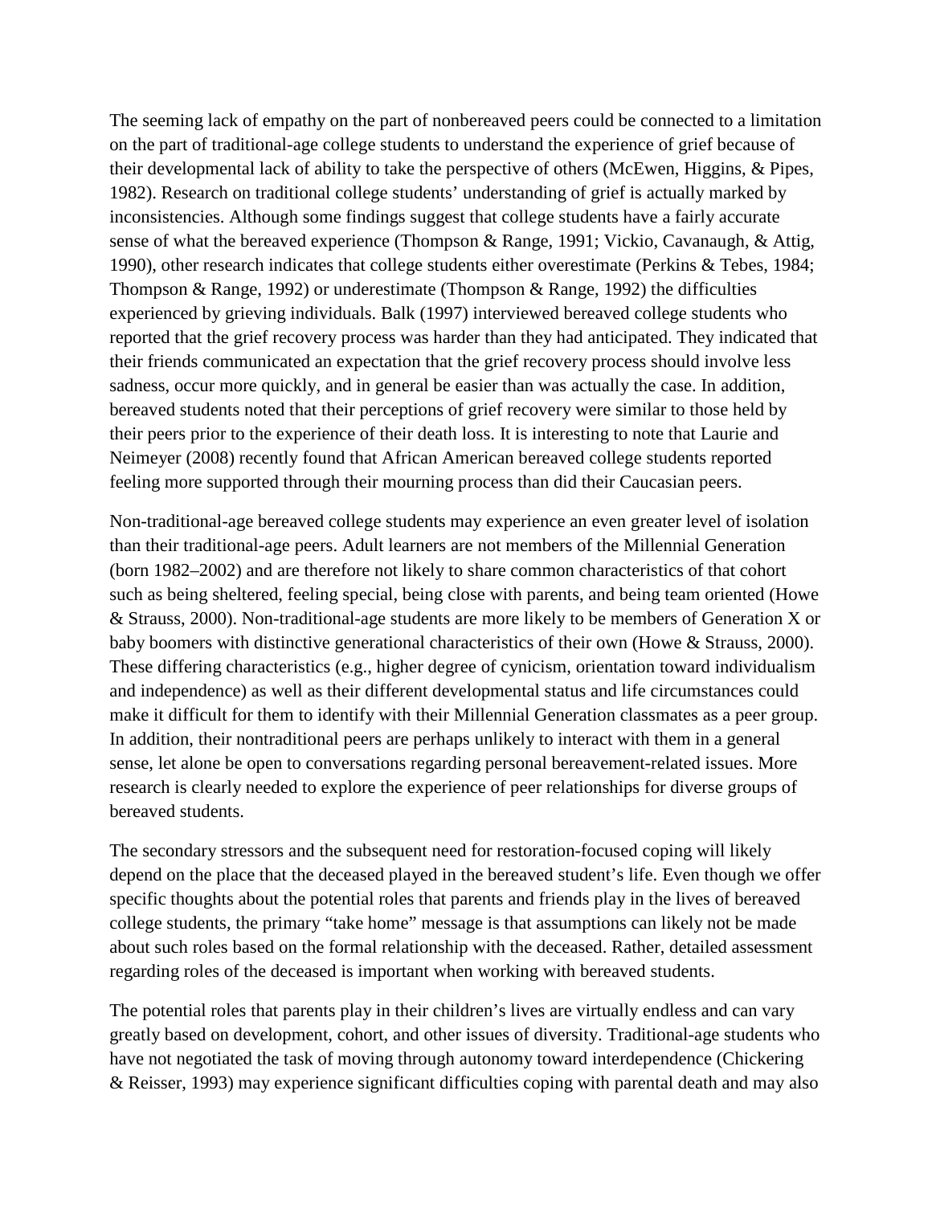The seeming lack of empathy on the part of nonbereaved peers could be connected to a limitation on the part of traditional-age college students to understand the experience of grief because of their developmental lack of ability to take the perspective of others (McEwen, Higgins, & Pipes, 1982). Research on traditional college students' understanding of grief is actually marked by inconsistencies. Although some findings suggest that college students have a fairly accurate sense of what the bereaved experience (Thompson & Range, 1991; Vickio, Cavanaugh, & Attig, 1990), other research indicates that college students either overestimate (Perkins & Tebes, 1984; Thompson & Range, 1992) or underestimate (Thompson & Range, 1992) the difficulties experienced by grieving individuals. Balk (1997) interviewed bereaved college students who reported that the grief recovery process was harder than they had anticipated. They indicated that their friends communicated an expectation that the grief recovery process should involve less sadness, occur more quickly, and in general be easier than was actually the case. In addition, bereaved students noted that their perceptions of grief recovery were similar to those held by their peers prior to the experience of their death loss. It is interesting to note that Laurie and Neimeyer (2008) recently found that African American bereaved college students reported feeling more supported through their mourning process than did their Caucasian peers.

Non-traditional-age bereaved college students may experience an even greater level of isolation than their traditional-age peers. Adult learners are not members of the Millennial Generation (born 1982–2002) and are therefore not likely to share common characteristics of that cohort such as being sheltered, feeling special, being close with parents, and being team oriented (Howe & Strauss, 2000). Non-traditional-age students are more likely to be members of Generation X or baby boomers with distinctive generational characteristics of their own (Howe & Strauss, 2000). These differing characteristics (e.g., higher degree of cynicism, orientation toward individualism and independence) as well as their different developmental status and life circumstances could make it difficult for them to identify with their Millennial Generation classmates as a peer group. In addition, their nontraditional peers are perhaps unlikely to interact with them in a general sense, let alone be open to conversations regarding personal bereavement-related issues. More research is clearly needed to explore the experience of peer relationships for diverse groups of bereaved students.

The secondary stressors and the subsequent need for restoration-focused coping will likely depend on the place that the deceased played in the bereaved student's life. Even though we offer specific thoughts about the potential roles that parents and friends play in the lives of bereaved college students, the primary "take home" message is that assumptions can likely not be made about such roles based on the formal relationship with the deceased. Rather, detailed assessment regarding roles of the deceased is important when working with bereaved students.

The potential roles that parents play in their children's lives are virtually endless and can vary greatly based on development, cohort, and other issues of diversity. Traditional-age students who have not negotiated the task of moving through autonomy toward interdependence (Chickering & Reisser, 1993) may experience significant difficulties coping with parental death and may also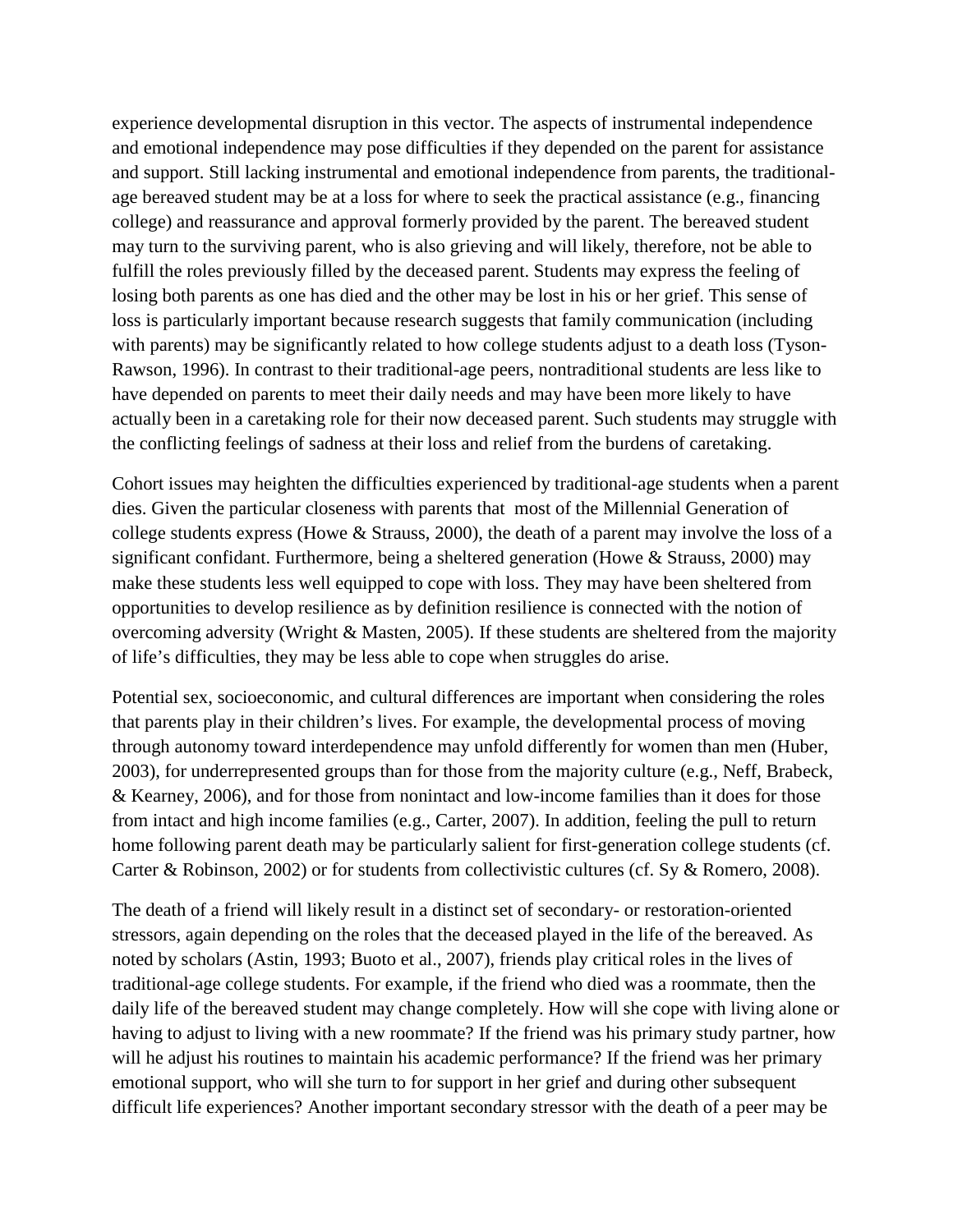experience developmental disruption in this vector. The aspects of instrumental independence and emotional independence may pose difficulties if they depended on the parent for assistance and support. Still lacking instrumental and emotional independence from parents, the traditional-age bereaved student may be at a loss for where to seek the practical assistance (e.g., financing college) and reassurance and approval formerly provided by the parent. The bereaved student may turn to the surviving parent, who is also grieving and will likely, therefore, not be able to fulfill the roles previously filled by the deceased parent. Students may express the feeling of losing both parents as one has died and the other may be lost in his or her grief. This sense of loss is particularly important because research suggests that family communication (including with parents) may be significantly related to how college students adjust to a death loss (Tyson-Rawson, 1996). In contrast to their traditional-age peers, nontraditional students are less like to have depended on parents to meet their daily needs and may have been more likely to have actually been in a caretaking role for their now deceased parent. Such students may struggle with the conflicting feelings of sadness at their loss and relief from the burdens of caretaking.

Cohort issues may heighten the difficulties experienced by traditional-age students when a parent dies. Given the particular closeness with parents that most of the Millennial Generation of college students express (Howe & Strauss, 2000), the death of a parent may involve the loss of a significant confidant. Furthermore, being a sheltered generation (Howe & Strauss, 2000) may make these students less well equipped to cope with loss. They may have been sheltered from opportunities to develop resilience as by definition resilience is connected with the notion of overcoming adversity (Wright & Masten, 2005). If these students are sheltered from the majority of life's difficulties, they may be less able to cope when struggles do arise.

Potential sex, socioeconomic, and cultural differences are important when considering the roles that parents play in their children's lives. For example, the developmental process of moving through autonomy toward interdependence may unfold differently for women than men (Huber, 2003), for underrepresented groups than for those from the majority culture (e.g., Neff, Brabeck, & Kearney, 2006), and for those from nonintact and low-income families than it does for those from intact and high income families (e.g., Carter, 2007). In addition, feeling the pull to return home following parent death may be particularly salient for first-generation college students (cf. Carter & Robinson, 2002) or for students from collectivistic cultures (cf. Sy & Romero, 2008).

The death of a friend will likely result in a distinct set of secondary- or restoration-oriented stressors, again depending on the roles that the deceased played in the life of the bereaved. As noted by scholars (Astin, 1993; Buoto et al., 2007), friends play critical roles in the lives of traditional-age college students. For example, if the friend who died was a roommate, then the daily life of the bereaved student may change completely. How will she cope with living alone or having to adjust to living with a new roommate? If the friend was his primary study partner, how will he adjust his routines to maintain his academic performance? If the friend was her primary emotional support, who will she turn to for support in her grief and during other subsequent difficult life experiences? Another important secondary stressor with the death of a peer may be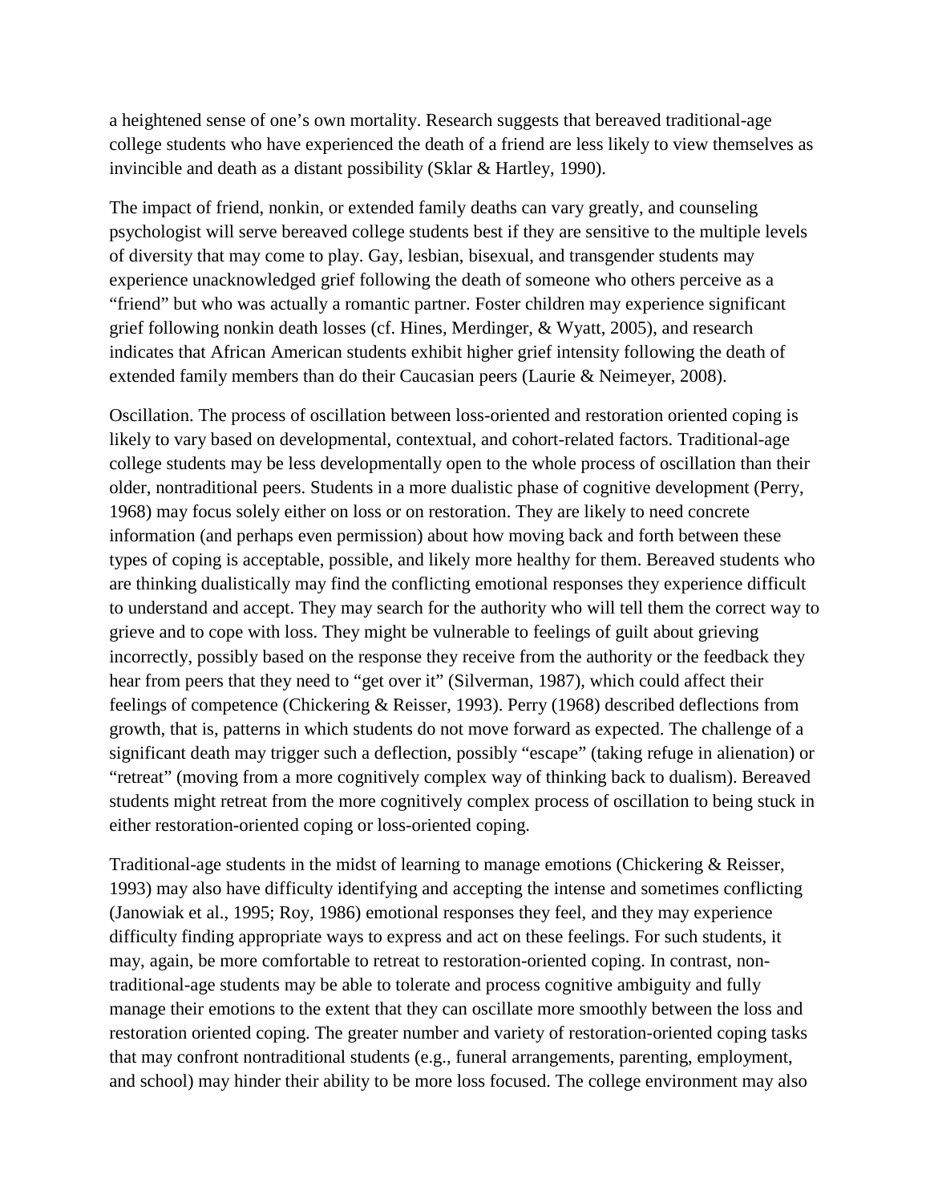a heightened sense of one's own mortality. Research suggests that bereaved traditional-age college students who have experienced the death of a friend are less likely to view themselves as invincible and death as a distant possibility (Sklar & Hartley, 1990).

The impact of friend, nonkin, or extended family deaths can vary greatly, and counseling psychologist will serve bereaved college students best if they are sensitive to the multiple levels of diversity that may come to play. Gay, lesbian, bisexual, and transgender students may experience unacknowledged grief following the death of someone who others perceive as a "friend" but who was actually a romantic partner. Foster children may experience significant grief following nonkin death losses (cf. Hines, Merdinger, & Wyatt, 2005), and research indicates that African American students exhibit higher grief intensity following the death of extended family members than do their Caucasian peers (Laurie & Neimeyer, 2008).

Oscillation. The process of oscillation between loss-oriented and restoration oriented coping is likely to vary based on developmental, contextual, and cohort-related factors. Traditional-age college students may be less developmentally open to the whole process of oscillation than their older, nontraditional peers. Students in a more dualistic phase of cognitive development (Perry, 1968) may focus solely either on loss or on restoration. They are likely to need concrete information (and perhaps even permission) about how moving back and forth between these types of coping is acceptable, possible, and likely more healthy for them. Bereaved students who are thinking dualistically may find the conflicting emotional responses they experience difficult to understand and accept. They may search for the authority who will tell them the correct way to grieve and to cope with loss. They might be vulnerable to feelings of guilt about grieving incorrectly, possibly based on the response they receive from the authority or the feedback they hear from peers that they need to "get over it" (Silverman, 1987), which could affect their feelings of competence (Chickering & Reisser, 1993). Perry (1968) described deflections from growth, that is, patterns in which students do not move forward as expected. The challenge of a significant death may trigger such a deflection, possibly "escape" (taking refuge in alienation) or "retreat" (moving from a more cognitively complex way of thinking back to dualism). Bereaved students might retreat from the more cognitively complex process of oscillation to being stuck in either restoration-oriented coping or loss-oriented coping.

Traditional-age students in the midst of learning to manage emotions (Chickering & Reisser, 1993) may also have difficulty identifying and accepting the intense and sometimes conflicting (Janowiak et al., 1995; Roy, 1986) emotional responses they feel, and they may experience difficulty finding appropriate ways to express and act on these feelings. For such students, it may, again, be more comfortable to retreat to restoration-oriented coping. In contrast, non-traditional-age students may be able to tolerate and process cognitive ambiguity and fully manage their emotions to the extent that they can oscillate more smoothly between the loss and restoration oriented coping. The greater number and variety of restoration-oriented coping tasks that may confront nontraditional students (e.g., funeral arrangements, parenting, employment, and school) may hinder their ability to be more loss focused. The college environment may also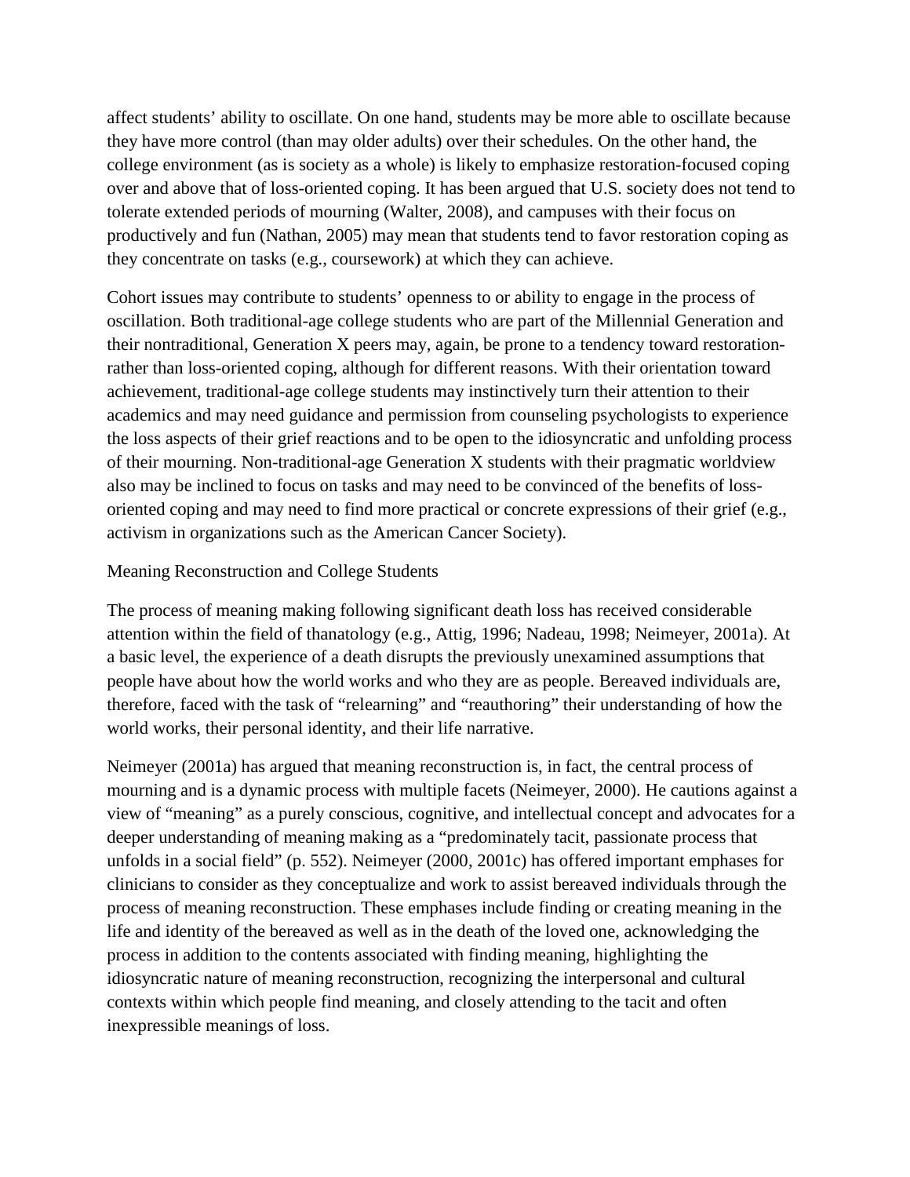affect students' ability to oscillate. On one hand, students may be more able to oscillate because they have more control (than may older adults) over their schedules. On the other hand, the college environment (as is society as a whole) is likely to emphasize restoration-focused coping over and above that of loss-oriented coping. It has been argued that U.S. society does not tend to tolerate extended periods of mourning (Walter, 2008), and campuses with their focus on productively and fun (Nathan, 2005) may mean that students tend to favor restoration coping as they concentrate on tasks (e.g., coursework) at which they can achieve.

Cohort issues may contribute to students' openness to or ability to engage in the process of oscillation. Both traditional-age college students who are part of the Millennial Generation and their nontraditional, Generation X peers may, again, be prone to a tendency toward restoration- rather than loss-oriented coping, although for different reasons. With their orientation toward achievement, traditional-age college students may instinctively turn their attention to their academics and may need guidance and permission from counseling psychologists to experience the loss aspects of their grief reactions and to be open to the idiosyncratic and unfolding process of their mourning. Non-traditional-age Generation X students with their pragmatic worldview also may be inclined to focus on tasks and may need to be convinced of the benefits of loss-oriented coping and may need to find more practical or concrete expressions of their grief (e.g., activism in organizations such as the American Cancer Society).

## Meaning Reconstruction and College Students

The process of meaning making following significant death loss has received considerable attention within the field of thanatology (e.g., Attig, 1996; Nadeau, 1998; Neimeyer, 2001a). At a basic level, the experience of a death disrupts the previously unexamined assumptions that people have about how the world works and who they are as people. Bereaved individuals are, therefore, faced with the task of "relearning" and "reauthoring" their understanding of how the world works, their personal identity, and their life narrative.

Neimeyer (2001a) has argued that meaning reconstruction is, in fact, the central process of mourning and is a dynamic process with multiple facets (Neimeyer, 2000). He cautions against a view of "meaning" as a purely conscious, cognitive, and intellectual concept and advocates for a deeper understanding of meaning making as a "predominately tacit, passionate process that unfolds in a social field" (p. 552). Neimeyer (2000, 2001c) has offered important emphases for clinicians to consider as they conceptualize and work to assist bereaved individuals through the process of meaning reconstruction. These emphases include finding or creating meaning in the life and identity of the bereaved as well as in the death of the loved one, acknowledging the process in addition to the contents associated with finding meaning, highlighting the idiosyncratic nature of meaning reconstruction, recognizing the interpersonal and cultural contexts within which people find meaning, and closely attending to the tacit and often inexpressible meanings of loss.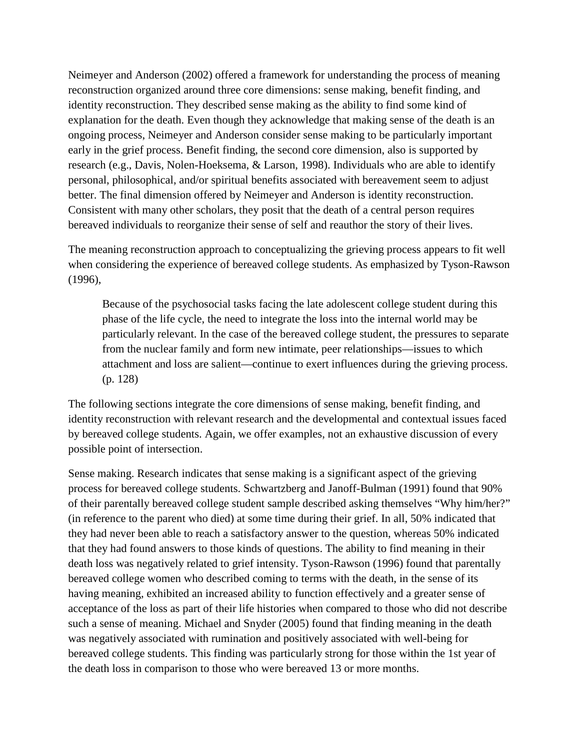Neimeyer and Anderson (2002) offered a framework for understanding the process of meaning reconstruction organized around three core dimensions: sense making, benefit finding, and identity reconstruction. They described sense making as the ability to find some kind of explanation for the death. Even though they acknowledge that making sense of the death is an ongoing process, Neimeyer and Anderson consider sense making to be particularly important early in the grief process. Benefit finding, the second core dimension, also is supported by research (e.g., Davis, Nolen-Hoeksema, & Larson, 1998). Individuals who are able to identify personal, philosophical, and/or spiritual benefits associated with bereavement seem to adjust better. The final dimension offered by Neimeyer and Anderson is identity reconstruction. Consistent with many other scholars, they posit that the death of a central person requires bereaved individuals to reorganize their sense of self and reauthor the story of their lives.

The meaning reconstruction approach to conceptualizing the grieving process appears to fit well when considering the experience of bereaved college students. As emphasized by Tyson-Rawson (1996),

> Because of the psychosocial tasks facing the late adolescent college student during this phase of the life cycle, the need to integrate the loss into the internal world may be particularly relevant. In the case of the bereaved college student, the pressures to separate from the nuclear family and form new intimate, peer relationships—issues to which attachment and loss are salient—continue to exert influences during the grieving process. (p. 128)

The following sections integrate the core dimensions of sense making, benefit finding, and identity reconstruction with relevant research and the developmental and contextual issues faced by bereaved college students. Again, we offer examples, not an exhaustive discussion of every possible point of intersection.

Sense making. Research indicates that sense making is a significant aspect of the grieving process for bereaved college students. Schwartzberg and Janoff-Bulman (1991) found that 90% of their parentally bereaved college student sample described asking themselves "Why him/her?" (in reference to the parent who died) at some time during their grief. In all, 50% indicated that they had never been able to reach a satisfactory answer to the question, whereas 50% indicated that they had found answers to those kinds of questions. The ability to find meaning in their death loss was negatively related to grief intensity. Tyson-Rawson (1996) found that parentally bereaved college women who described coming to terms with the death, in the sense of its having meaning, exhibited an increased ability to function effectively and a greater sense of acceptance of the loss as part of their life histories when compared to those who did not describe such a sense of meaning. Michael and Snyder (2005) found that finding meaning in the death was negatively associated with rumination and positively associated with well-being for bereaved college students. This finding was particularly strong for those within the 1st year of the death loss in comparison to those who were bereaved 13 or more months.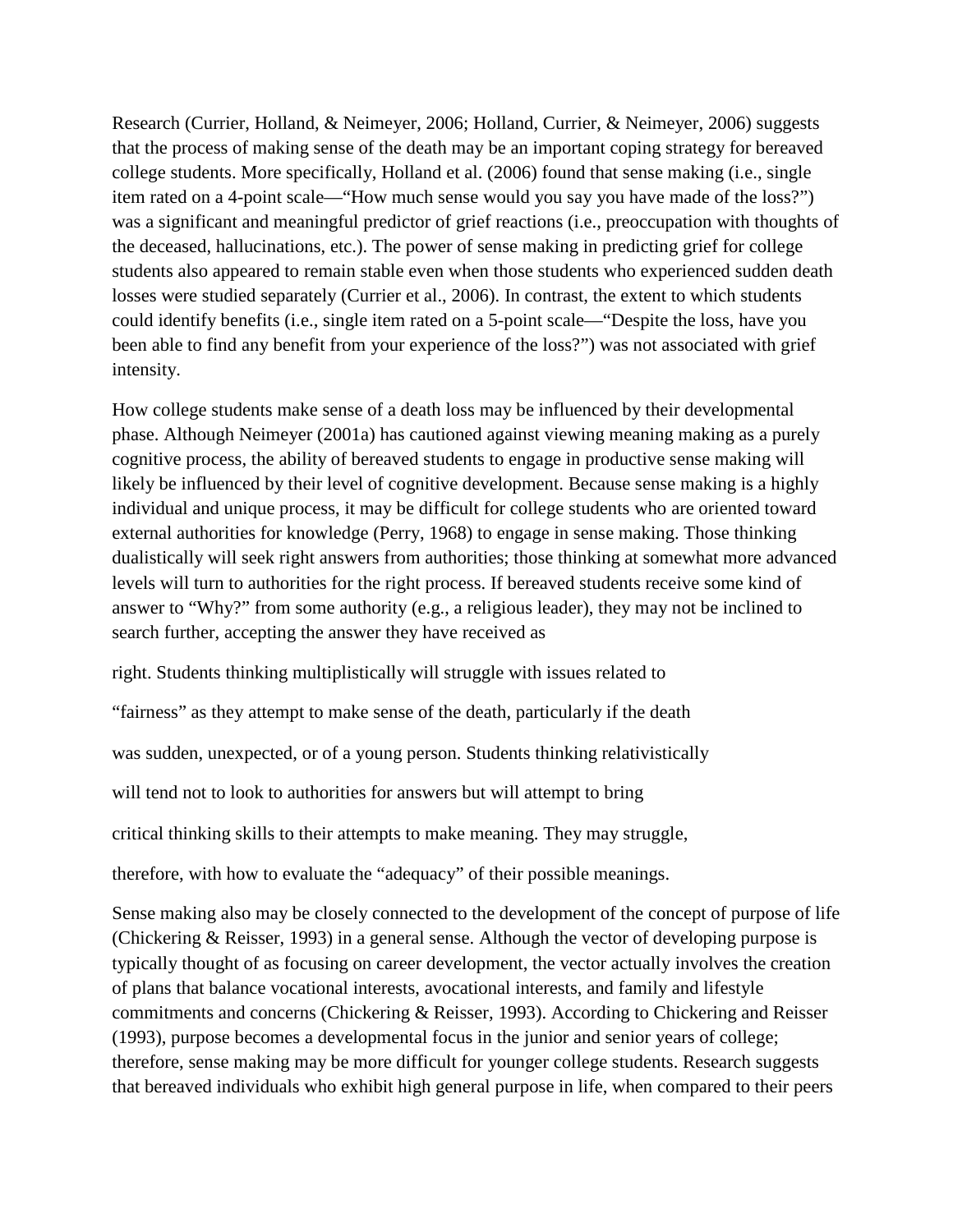Research (Currier, Holland, & Neimeyer, 2006; Holland, Currier, & Neimeyer, 2006) suggests that the process of making sense of the death may be an important coping strategy for bereaved college students. More specifically, Holland et al. (2006) found that sense making (i.e., single item rated on a 4-point scale—"How much sense would you say you have made of the loss?") was a significant and meaningful predictor of grief reactions (i.e., preoccupation with thoughts of the deceased, hallucinations, etc.). The power of sense making in predicting grief for college students also appeared to remain stable even when those students who experienced sudden death losses were studied separately (Currier et al., 2006). In contrast, the extent to which students could identify benefits (i.e., single item rated on a 5-point scale—"Despite the loss, have you been able to find any benefit from your experience of the loss?") was not associated with grief intensity.

How college students make sense of a death loss may be influenced by their developmental phase. Although Neimeyer (2001a) has cautioned against viewing meaning making as a purely cognitive process, the ability of bereaved students to engage in productive sense making will likely be influenced by their level of cognitive development. Because sense making is a highly individual and unique process, it may be difficult for college students who are oriented toward external authorities for knowledge (Perry, 1968) to engage in sense making. Those thinking dualistically will seek right answers from authorities; those thinking at somewhat more advanced levels will turn to authorities for the right process. If bereaved students receive some kind of answer to "Why?" from some authority (e.g., a religious leader), they may not be inclined to search further, accepting the answer they have received as right. Students thinking multiplistically will struggle with issues related to "fairness" as they attempt to make sense of the death, particularly if the death was sudden, unexpected, or of a young person. Students thinking relativistically will tend not to look to authorities for answers but will attempt to bring critical thinking skills to their attempts to make meaning. They may struggle, therefore, with how to evaluate the "adequacy" of their possible meanings.

Sense making also may be closely connected to the development of the concept of purpose of life (Chickering & Reisser, 1993) in a general sense. Although the vector of developing purpose is typically thought of as focusing on career development, the vector actually involves the creation of plans that balance vocational interests, avocational interests, and family and lifestyle commitments and concerns (Chickering & Reisser, 1993). According to Chickering and Reisser (1993), purpose becomes a developmental focus in the junior and senior years of college; therefore, sense making may be more difficult for younger college students. Research suggests that bereaved individuals who exhibit high general purpose in life, when compared to their peers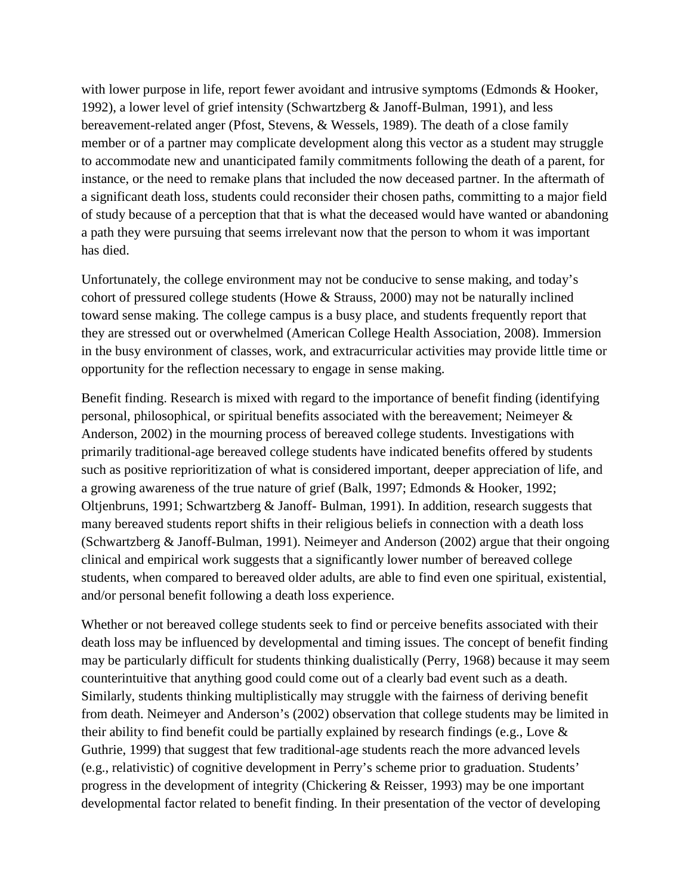with lower purpose in life, report fewer avoidant and intrusive symptoms (Edmonds & Hooker, 1992), a lower level of grief intensity (Schwartzberg & Janoff-Bulman, 1991), and less bereavement-related anger (Pfost, Stevens, & Wessels, 1989). The death of a close family member or of a partner may complicate development along this vector as a student may struggle to accommodate new and unanticipated family commitments following the death of a parent, for instance, or the need to remake plans that included the now deceased partner. In the aftermath of a significant death loss, students could reconsider their chosen paths, committing to a major field of study because of a perception that that is what the deceased would have wanted or abandoning a path they were pursuing that seems irrelevant now that the person to whom it was important has died.

Unfortunately, the college environment may not be conducive to sense making, and today's cohort of pressured college students (Howe & Strauss, 2000) may not be naturally inclined toward sense making. The college campus is a busy place, and students frequently report that they are stressed out or overwhelmed (American College Health Association, 2008). Immersion in the busy environment of classes, work, and extracurricular activities may provide little time or opportunity for the reflection necessary to engage in sense making.

Benefit finding. Research is mixed with regard to the importance of benefit finding (identifying personal, philosophical, or spiritual benefits associated with the bereavement; Neimeyer & Anderson, 2002) in the mourning process of bereaved college students. Investigations with primarily traditional-age bereaved college students have indicated benefits offered by students such as positive reprioritization of what is considered important, deeper appreciation of life, and a growing awareness of the true nature of grief (Balk, 1997; Edmonds & Hooker, 1992; Oltjenbruns, 1991; Schwartzberg & Janoff- Bulman, 1991). In addition, research suggests that many bereaved students report shifts in their religious beliefs in connection with a death loss (Schwartzberg & Janoff-Bulman, 1991). Neimeyer and Anderson (2002) argue that their ongoing clinical and empirical work suggests that a significantly lower number of bereaved college students, when compared to bereaved older adults, are able to find even one spiritual, existential, and/or personal benefit following a death loss experience.

Whether or not bereaved college students seek to find or perceive benefits associated with their death loss may be influenced by developmental and timing issues. The concept of benefit finding may be particularly difficult for students thinking dualistically (Perry, 1968) because it may seem counterintuitive that anything good could come out of a clearly bad event such as a death. Similarly, students thinking multiplistically may struggle with the fairness of deriving benefit from death. Neimeyer and Anderson's (2002) observation that college students may be limited in their ability to find benefit could be partially explained by research findings (e.g., Love & Guthrie, 1999) that suggest that few traditional-age students reach the more advanced levels (e.g., relativistic) of cognitive development in Perry's scheme prior to graduation. Students' progress in the development of integrity (Chickering & Reisser, 1993) may be one important developmental factor related to benefit finding. In their presentation of the vector of developing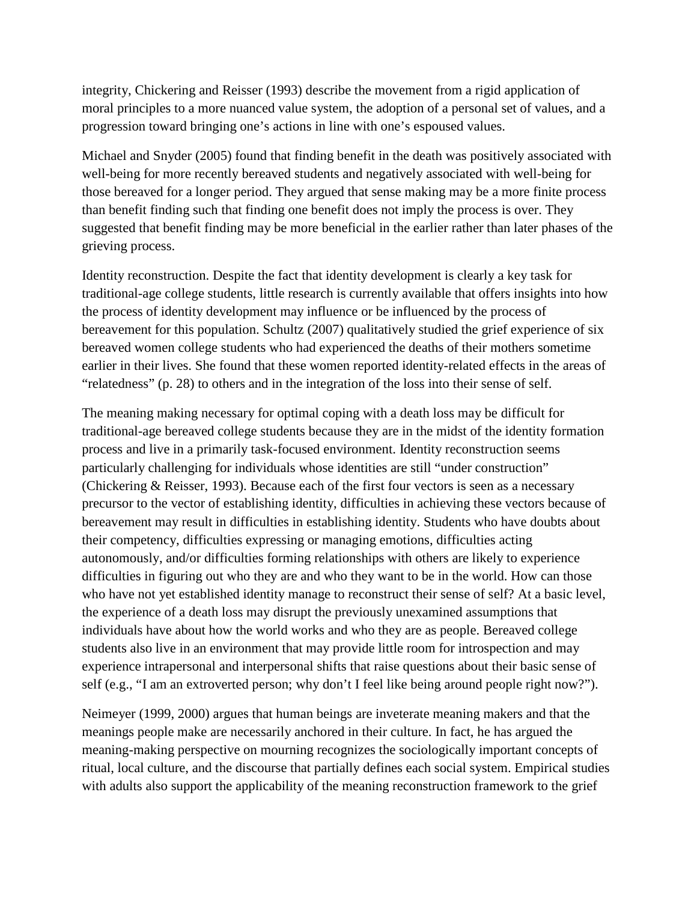integrity, Chickering and Reisser (1993) describe the movement from a rigid application of moral principles to a more nuanced value system, the adoption of a personal set of values, and a progression toward bringing one's actions in line with one's espoused values.

Michael and Snyder (2005) found that finding benefit in the death was positively associated with well-being for more recently bereaved students and negatively associated with well-being for those bereaved for a longer period. They argued that sense making may be a more finite process than benefit finding such that finding one benefit does not imply the process is over. They suggested that benefit finding may be more beneficial in the earlier rather than later phases of the grieving process.

Identity reconstruction. Despite the fact that identity development is clearly a key task for traditional-age college students, little research is currently available that offers insights into how the process of identity development may influence or be influenced by the process of bereavement for this population. Schultz (2007) qualitatively studied the grief experience of six bereaved women college students who had experienced the deaths of their mothers sometime earlier in their lives. She found that these women reported identity-related effects in the areas of "relatedness" (p. 28) to others and in the integration of the loss into their sense of self.

The meaning making necessary for optimal coping with a death loss may be difficult for traditional-age bereaved college students because they are in the midst of the identity formation process and live in a primarily task-focused environment. Identity reconstruction seems particularly challenging for individuals whose identities are still "under construction" (Chickering & Reisser, 1993). Because each of the first four vectors is seen as a necessary precursor to the vector of establishing identity, difficulties in achieving these vectors because of bereavement may result in difficulties in establishing identity. Students who have doubts about their competency, difficulties expressing or managing emotions, difficulties acting autonomously, and/or difficulties forming relationships with others are likely to experience difficulties in figuring out who they are and who they want to be in the world. How can those who have not yet established identity manage to reconstruct their sense of self? At a basic level, the experience of a death loss may disrupt the previously unexamined assumptions that individuals have about how the world works and who they are as people. Bereaved college students also live in an environment that may provide little room for introspection and may experience intrapersonal and interpersonal shifts that raise questions about their basic sense of self (e.g., "I am an extroverted person; why don't I feel like being around people right now?").

Neimeyer (1999, 2000) argues that human beings are inveterate meaning makers and that the meanings people make are necessarily anchored in their culture. In fact, he has argued the meaning-making perspective on mourning recognizes the sociologically important concepts of ritual, local culture, and the discourse that partially defines each social system. Empirical studies with adults also support the applicability of the meaning reconstruction framework to the grief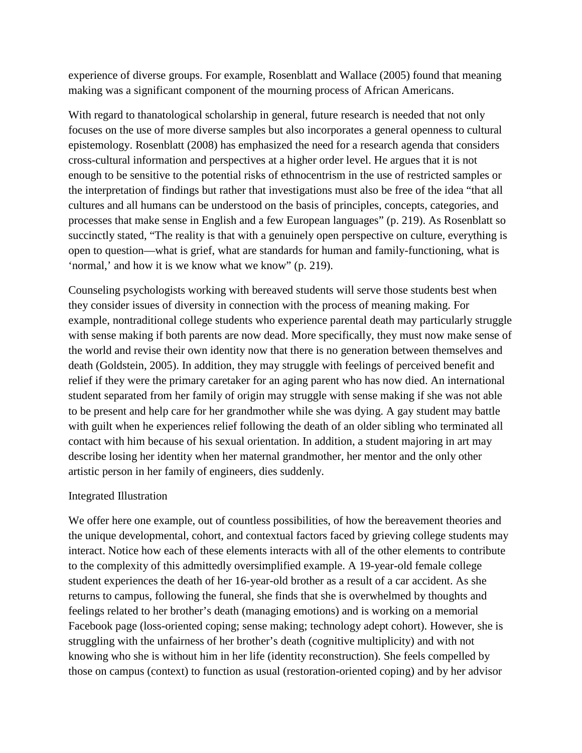experience of diverse groups. For example, Rosenblatt and Wallace (2005) found that meaning making was a significant component of the mourning process of African Americans.

With regard to thanatological scholarship in general, future research is needed that not only focuses on the use of more diverse samples but also incorporates a general openness to cultural epistemology. Rosenblatt (2008) has emphasized the need for a research agenda that considers cross-cultural information and perspectives at a higher order level. He argues that it is not enough to be sensitive to the potential risks of ethnocentrism in the use of restricted samples or the interpretation of findings but rather that investigations must also be free of the idea "that all cultures and all humans can be understood on the basis of principles, concepts, categories, and processes that make sense in English and a few European languages" (p. 219). As Rosenblatt so succinctly stated, "The reality is that with a genuinely open perspective on culture, everything is open to question—what is grief, what are standards for human and family-functioning, what is 'normal,' and how it is we know what we know" (p. 219).

Counseling psychologists working with bereaved students will serve those students best when they consider issues of diversity in connection with the process of meaning making. For example, nontraditional college students who experience parental death may particularly struggle with sense making if both parents are now dead. More specifically, they must now make sense of the world and revise their own identity now that there is no generation between themselves and death (Goldstein, 2005). In addition, they may struggle with feelings of perceived benefit and relief if they were the primary caretaker for an aging parent who has now died. An international student separated from her family of origin may struggle with sense making if she was not able to be present and help care for her grandmother while she was dying. A gay student may battle with guilt when he experiences relief following the death of an older sibling who terminated all contact with him because of his sexual orientation. In addition, a student majoring in art may describe losing her identity when her maternal grandmother, her mentor and the only other artistic person in her family of engineers, dies suddenly.

## Integrated Illustration

We offer here one example, out of countless possibilities, of how the bereavement theories and the unique developmental, cohort, and contextual factors faced by grieving college students may interact. Notice how each of these elements interacts with all of the other elements to contribute to the complexity of this admittedly oversimplified example. A 19-year-old female college student experiences the death of her 16-year-old brother as a result of a car accident. As she returns to campus, following the funeral, she finds that she is overwhelmed by thoughts and feelings related to her brother's death (managing emotions) and is working on a memorial Facebook page (loss-oriented coping; sense making; technology adept cohort). However, she is struggling with the unfairness of her brother's death (cognitive multiplicity) and with not knowing who she is without him in her life (identity reconstruction). She feels compelled by those on campus (context) to function as usual (restoration-oriented coping) and by her advisor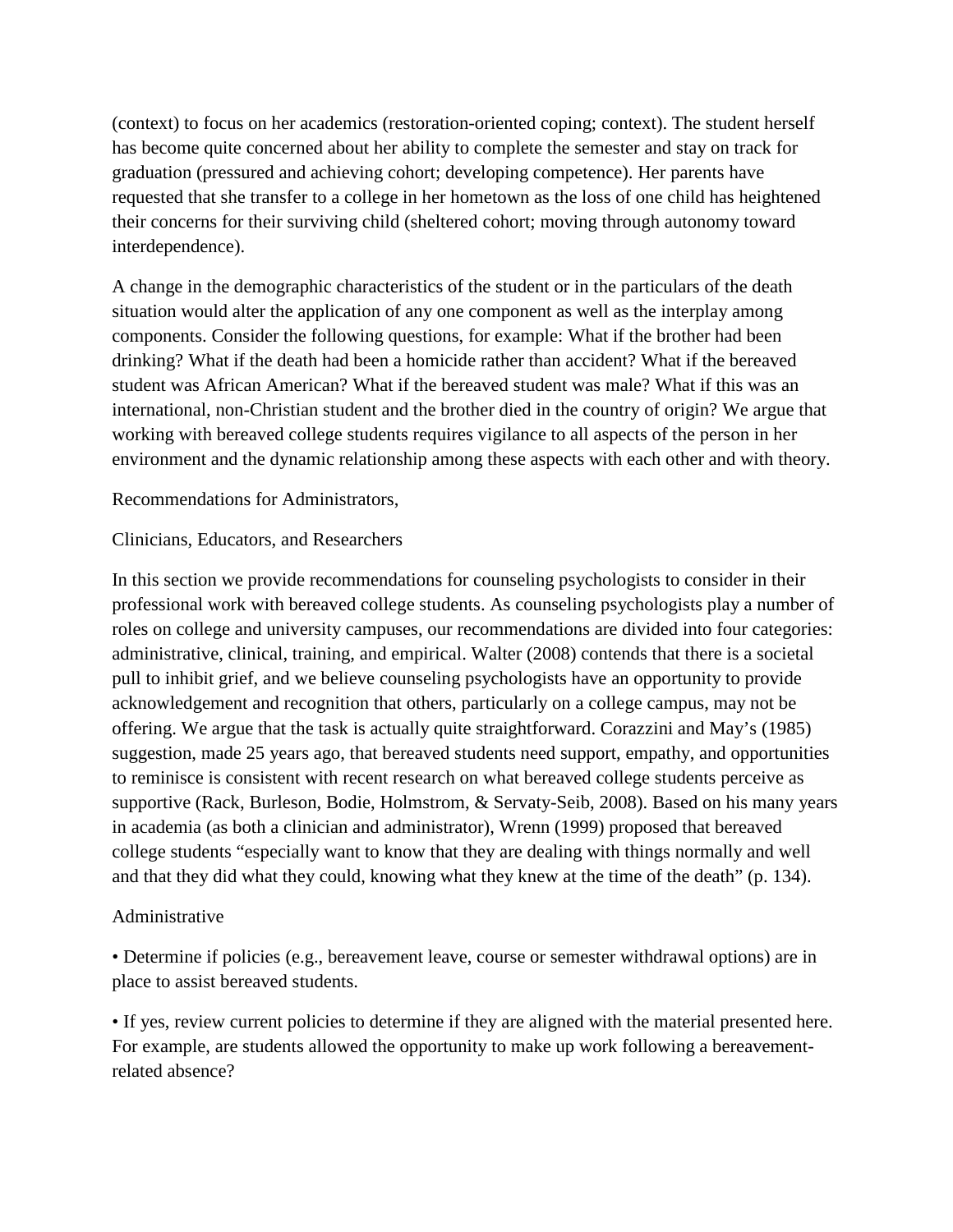(context) to focus on her academics (restoration-oriented coping; context). The student herself has become quite concerned about her ability to complete the semester and stay on track for graduation (pressured and achieving cohort; developing competence). Her parents have requested that she transfer to a college in her hometown as the loss of one child has heightened their concerns for their surviving child (sheltered cohort; moving through autonomy toward interdependence).

A change in the demographic characteristics of the student or in the particulars of the death situation would alter the application of any one component as well as the interplay among components. Consider the following questions, for example: What if the brother had been drinking? What if the death had been a homicide rather than accident? What if the bereaved student was African American? What if the bereaved student was male? What if this was an international, non-Christian student and the brother died in the country of origin? We argue that working with bereaved college students requires vigilance to all aspects of the person in her environment and the dynamic relationship among these aspects with each other and with theory.

## Recommendations for Administrators, Clinicians, Educators, and Researchers

In this section we provide recommendations for counseling psychologists to consider in their professional work with bereaved college students. As counseling psychologists play a number of roles on college and university campuses, our recommendations are divided into four categories: administrative, clinical, training, and empirical. Walter (2008) contends that there is a societal pull to inhibit grief, and we believe counseling psychologists have an opportunity to provide acknowledgement and recognition that others, particularly on a college campus, may not be offering. We argue that the task is actually quite straightforward. Corazzini and May's (1985) suggestion, made 25 years ago, that bereaved students need support, empathy, and opportunities to reminisce is consistent with recent research on what bereaved college students perceive as supportive (Rack, Burleson, Bodie, Holmstrom, & Servaty-Seib, 2008). Based on his many years in academia (as both a clinician and administrator), Wrenn (1999) proposed that bereaved college students "especially want to know that they are dealing with things normally and well and that they did what they could, knowing what they knew at the time of the death" (p. 134).

### Administrative

- Determine if policies (e.g., bereavement leave, course or semester withdrawal options) are in place to assist bereaved students.
- If yes, review current policies to determine if they are aligned with the material presented here. For example, are students allowed the opportunity to make up work following a bereavement-related absence?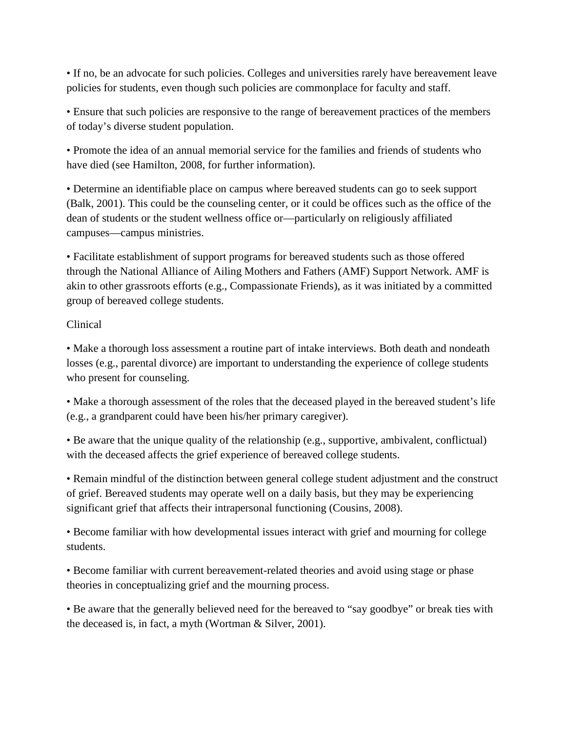- If no, be an advocate for such policies. Colleges and universities rarely have bereavement leave policies for students, even though such policies are commonplace for faculty and staff.

- Ensure that such policies are responsive to the range of bereavement practices of the members of today's diverse student population.

- Promote the idea of an annual memorial service for the families and friends of students who have died (see Hamilton, 2008, for further information).

- Determine an identifiable place on campus where bereaved students can go to seek support (Balk, 2001). This could be the counseling center, or it could be offices such as the office of the dean of students or the student wellness office or—particularly on religiously affiliated campuses—campus ministries.

- Facilitate establishment of support programs for bereaved students such as those offered through the National Alliance of Ailing Mothers and Fathers (AMF) Support Network. AMF is akin to other grassroots efforts (e.g., Compassionate Friends), as it was initiated by a committed group of bereaved college students.

Clinical

- Make a thorough loss assessment a routine part of intake interviews. Both death and nondeath losses (e.g., parental divorce) are important to understanding the experience of college students who present for counseling.

- Make a thorough assessment of the roles that the deceased played in the bereaved student's life (e.g., a grandparent could have been his/her primary caregiver).

- Be aware that the unique quality of the relationship (e.g., supportive, ambivalent, conflictual) with the deceased affects the grief experience of bereaved college students.

- Remain mindful of the distinction between general college student adjustment and the construct of grief. Bereaved students may operate well on a daily basis, but they may be experiencing significant grief that affects their intrapersonal functioning (Cousins, 2008).

- Become familiar with how developmental issues interact with grief and mourning for college students.

- Become familiar with current bereavement-related theories and avoid using stage or phase theories in conceptualizing grief and the mourning process.

- Be aware that the generally believed need for the bereaved to "say goodbye" or break ties with the deceased is, in fact, a myth (Wortman & Silver, 2001).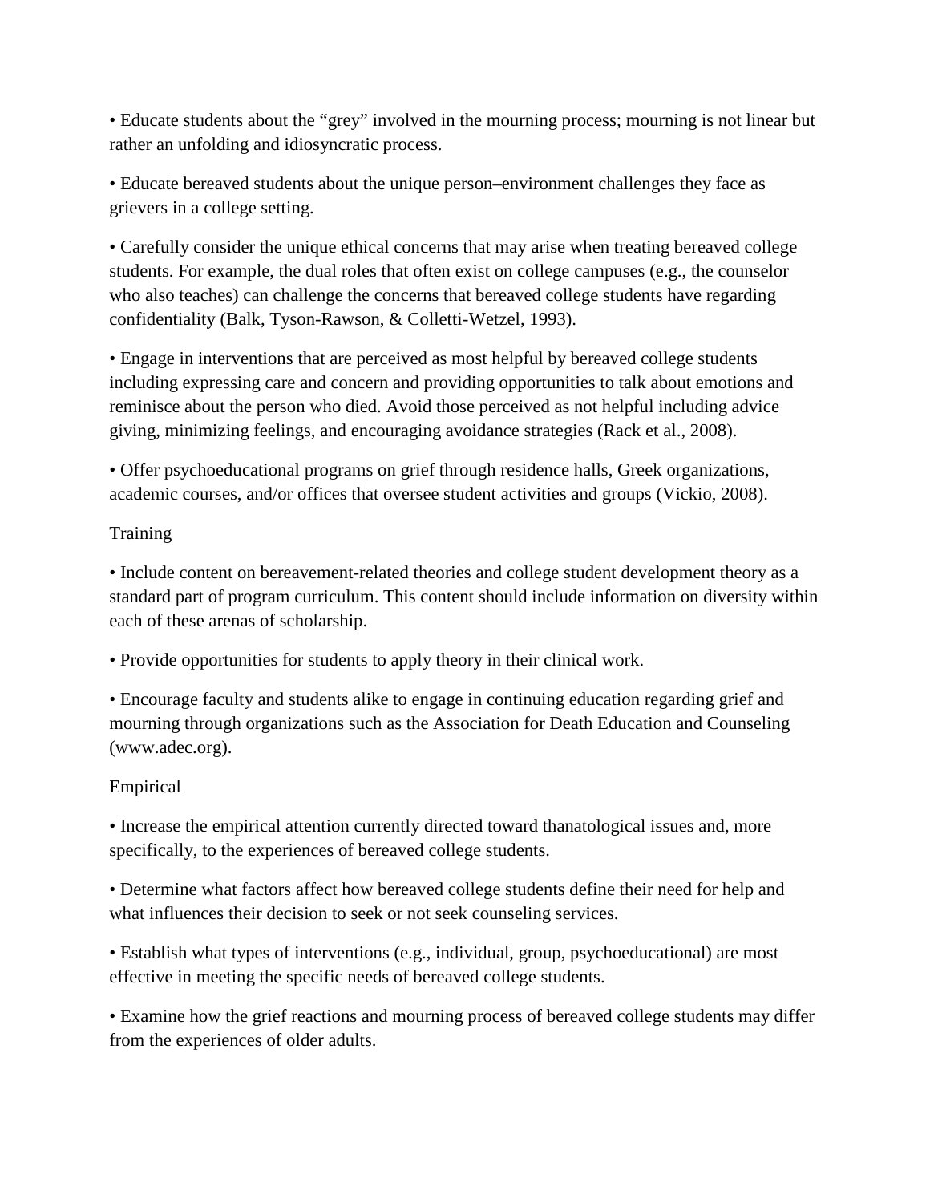- Educate students about the “grey” involved in the mourning process; mourning is not linear but rather an unfolding and idiosyncratic process.

- Educate bereaved students about the unique person–environment challenges they face as grievers in a college setting.

- Carefully consider the unique ethical concerns that may arise when treating bereaved college students. For example, the dual roles that often exist on college campuses (e.g., the counselor who also teaches) can challenge the concerns that bereaved college students have regarding confidentiality (Balk, Tyson-Rawson, & Colletti-Wetzel, 1993).

- Engage in interventions that are perceived as most helpful by bereaved college students including expressing care and concern and providing opportunities to talk about emotions and reminisce about the person who died. Avoid those perceived as not helpful including advice giving, minimizing feelings, and encouraging avoidance strategies (Rack et al., 2008).

- Offer psychoeducational programs on grief through residence halls, Greek organizations, academic courses, and/or offices that oversee student activities and groups (Vickio, 2008).

Training

- Include content on bereavement-related theories and college student development theory as a standard part of program curriculum. This content should include information on diversity within each of these arenas of scholarship.

- Provide opportunities for students to apply theory in their clinical work.

- Encourage faculty and students alike to engage in continuing education regarding grief and mourning through organizations such as the Association for Death Education and Counseling (www.adec.org).

Empirical

- Increase the empirical attention currently directed toward thanatological issues and, more specifically, to the experiences of bereaved college students.

- Determine what factors affect how bereaved college students define their need for help and what influences their decision to seek or not seek counseling services.

- Establish what types of interventions (e.g., individual, group, psychoeducational) are most effective in meeting the specific needs of bereaved college students.

- Examine how the grief reactions and mourning process of bereaved college students may differ from the experiences of older adults.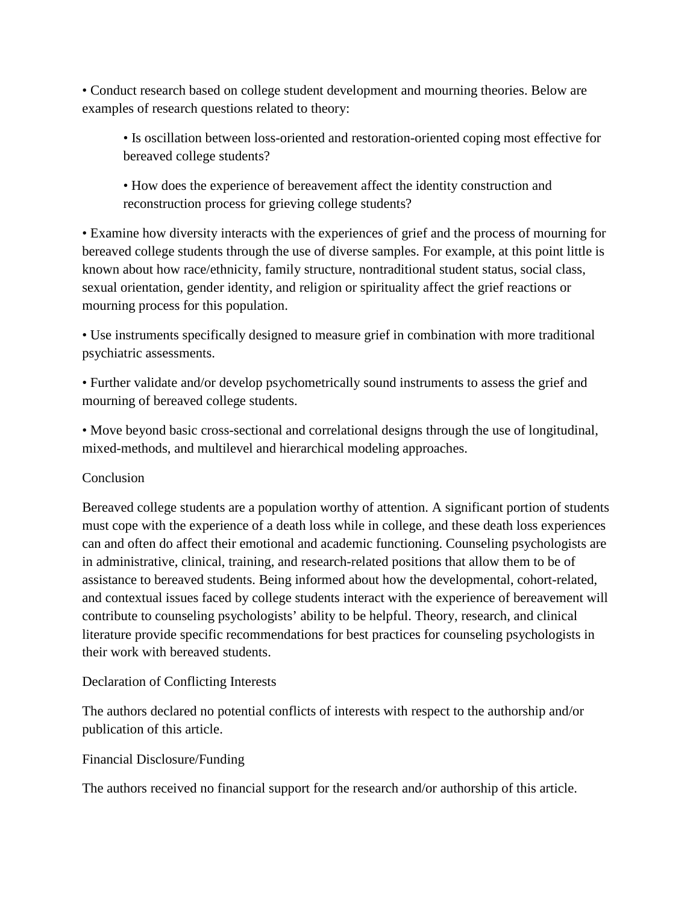- Conduct research based on college student development and mourning theories. Below are examples of research questions related to theory:
    - Is oscillation between loss-oriented and restoration-oriented coping most effective for bereaved college students?
    - How does the experience of bereavement affect the identity construction and reconstruction process for grieving college students?
- Examine how diversity interacts with the experiences of grief and the process of mourning for bereaved college students through the use of diverse samples. For example, at this point little is known about how race/ethnicity, family structure, nontraditional student status, social class, sexual orientation, gender identity, and religion or spirituality affect the grief reactions or mourning process for this population.
- Use instruments specifically designed to measure grief in combination with more traditional psychiatric assessments.
- Further validate and/or develop psychometrically sound instruments to assess the grief and mourning of bereaved college students.
- Move beyond basic cross-sectional and correlational designs through the use of longitudinal, mixed-methods, and multilevel and hierarchical modeling approaches.

## Conclusion

Bereaved college students are a population worthy of attention. A significant portion of students must cope with the experience of a death loss while in college, and these death loss experiences can and often do affect their emotional and academic functioning. Counseling psychologists are in administrative, clinical, training, and research-related positions that allow them to be of assistance to bereaved students. Being informed about how the developmental, cohort-related, and contextual issues faced by college students interact with the experience of bereavement will contribute to counseling psychologists' ability to be helpful. Theory, research, and clinical literature provide specific recommendations for best practices for counseling psychologists in their work with bereaved students.

## Declaration of Conflicting Interests

The authors declared no potential conflicts of interests with respect to the authorship and/or publication of this article.

## Financial Disclosure/Funding

The authors received no financial support for the research and/or authorship of this article.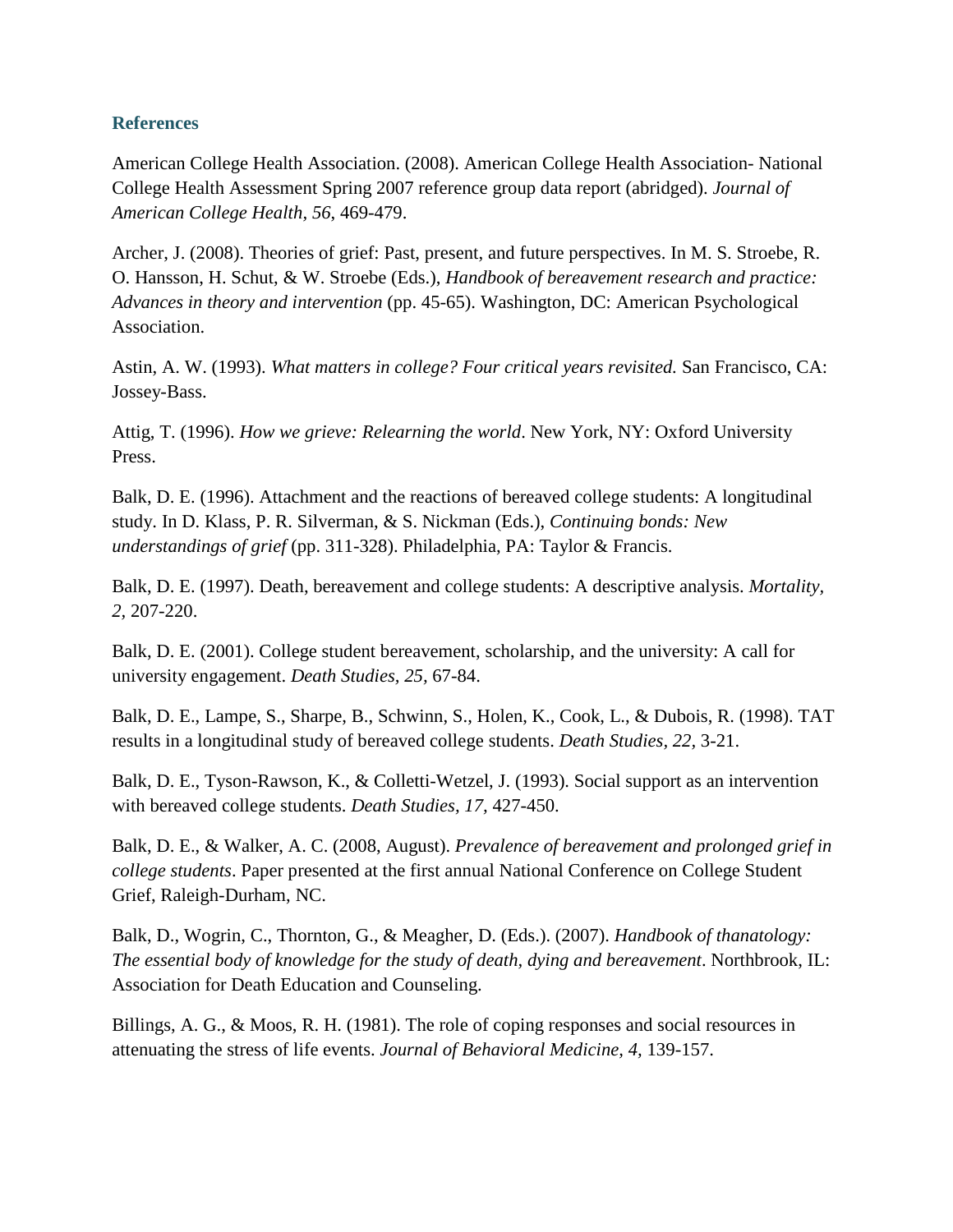## References

American College Health Association. (2008). American College Health Association- National College Health Assessment Spring 2007 reference group data report (abridged). *Journal of American College Health, 56*, 469-479.

Archer, J. (2008). Theories of grief: Past, present, and future perspectives. In M. S. Stroebe, R. O. Hansson, H. Schut, & W. Stroebe (Eds.), *Handbook of bereavement research and practice: Advances in theory and intervention* (pp. 45-65). Washington, DC: American Psychological Association.

Astin, A. W. (1993). *What matters in college? Four critical years revisited.* San Francisco, CA: Jossey-Bass.

Attig, T. (1996). *How we grieve: Relearning the world*. New York, NY: Oxford University Press.

Balk, D. E. (1996). Attachment and the reactions of bereaved college students: A longitudinal study. In D. Klass, P. R. Silverman, & S. Nickman (Eds.), *Continuing bonds: New understandings of grief* (pp. 311-328). Philadelphia, PA: Taylor & Francis.

Balk, D. E. (1997). Death, bereavement and college students: A descriptive analysis. *Mortality, 2,* 207-220.

Balk, D. E. (2001). College student bereavement, scholarship, and the university: A call for university engagement. *Death Studies, 25,* 67-84.

Balk, D. E., Lampe, S., Sharpe, B., Schwinn, S., Holen, K., Cook, L., & Dubois, R. (1998). TAT results in a longitudinal study of bereaved college students. *Death Studies, 22,* 3-21.

Balk, D. E., Tyson-Rawson, K., & Colletti-Wetzel, J. (1993). Social support as an intervention with bereaved college students. *Death Studies, 17,* 427-450.

Balk, D. E., & Walker, A. C. (2008, August). *Prevalence of bereavement and prolonged grief in college students*. Paper presented at the first annual National Conference on College Student Grief, Raleigh-Durham, NC.

Balk, D., Wogrin, C., Thornton, G., & Meagher, D. (Eds.). (2007). *Handbook of thanatology: The essential body of knowledge for the study of death, dying and bereavement*. Northbrook, IL: Association for Death Education and Counseling.

Billings, A. G., & Moos, R. H. (1981). The role of coping responses and social resources in attenuating the stress of life events. *Journal of Behavioral Medicine, 4,* 139-157.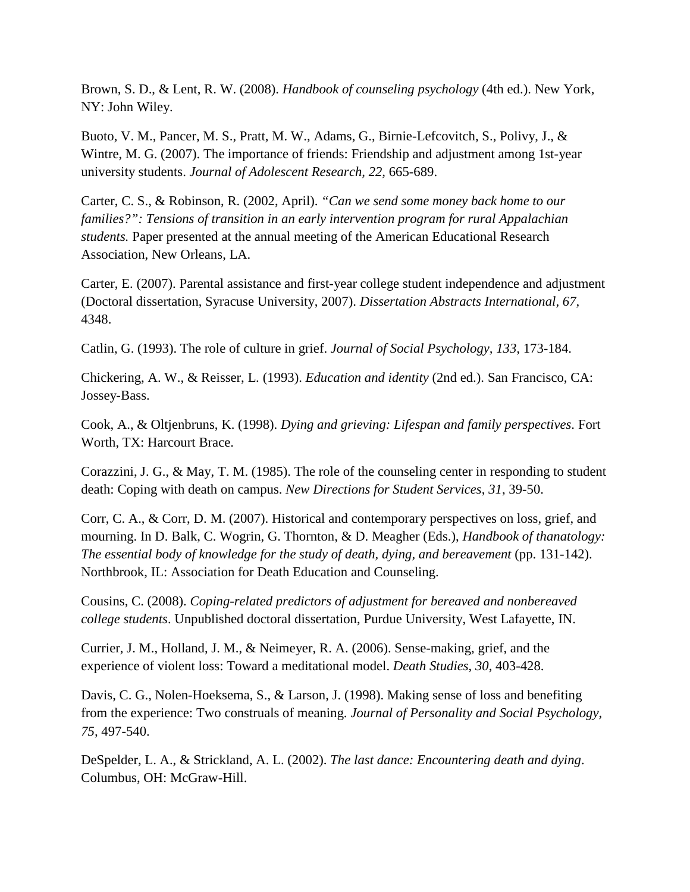Brown, S. D., & Lent, R. W. (2008). *Handbook of counseling psychology* (4th ed.). New York, NY: John Wiley.

Buoto, V. M., Pancer, M. S., Pratt, M. W., Adams, G., Birnie-Lefcovitch, S., Polivy, J., & Wintre, M. G. (2007). The importance of friends: Friendship and adjustment among 1st-year university students. *Journal of Adolescent Research, 22,* 665-689.

Carter, C. S., & Robinson, R. (2002, April). *"Can we send some money back home to our families?": Tensions of transition in an early intervention program for rural Appalachian students.* Paper presented at the annual meeting of the American Educational Research Association, New Orleans, LA.

Carter, E. (2007). Parental assistance and first-year college student independence and adjustment (Doctoral dissertation, Syracuse University, 2007). *Dissertation Abstracts International, 67,* 4348.

Catlin, G. (1993). The role of culture in grief. *Journal of Social Psychology, 133,* 173-184.

Chickering, A. W., & Reisser, L. (1993). *Education and identity* (2nd ed.). San Francisco, CA: Jossey-Bass.

Cook, A., & Oltjenbruns, K. (1998). *Dying and grieving: Lifespan and family perspectives*. Fort Worth, TX: Harcourt Brace.

Corazzini, J. G., & May, T. M. (1985). The role of the counseling center in responding to student death: Coping with death on campus. *New Directions for Student Services, 31*, 39-50.

Corr, C. A., & Corr, D. M. (2007). Historical and contemporary perspectives on loss, grief, and mourning. In D. Balk, C. Wogrin, G. Thornton, & D. Meagher (Eds.), *Handbook of thanatology: The essential body of knowledge for the study of death, dying, and bereavement* (pp. 131-142). Northbrook, IL: Association for Death Education and Counseling.

Cousins, C. (2008). *Coping-related predictors of adjustment for bereaved and nonbereaved college students*. Unpublished doctoral dissertation, Purdue University, West Lafayette, IN.

Currier, J. M., Holland, J. M., & Neimeyer, R. A. (2006). Sense-making, grief, and the experience of violent loss: Toward a meditational model. *Death Studies*, *30*, 403-428.

Davis, C. G., Nolen-Hoeksema, S., & Larson, J. (1998). Making sense of loss and benefiting from the experience: Two construals of meaning. *Journal of Personality and Social Psychology, 75,* 497-540.

DeSpelder, L. A., & Strickland, A. L. (2002). *The last dance: Encountering death and dying*. Columbus, OH: McGraw-Hill.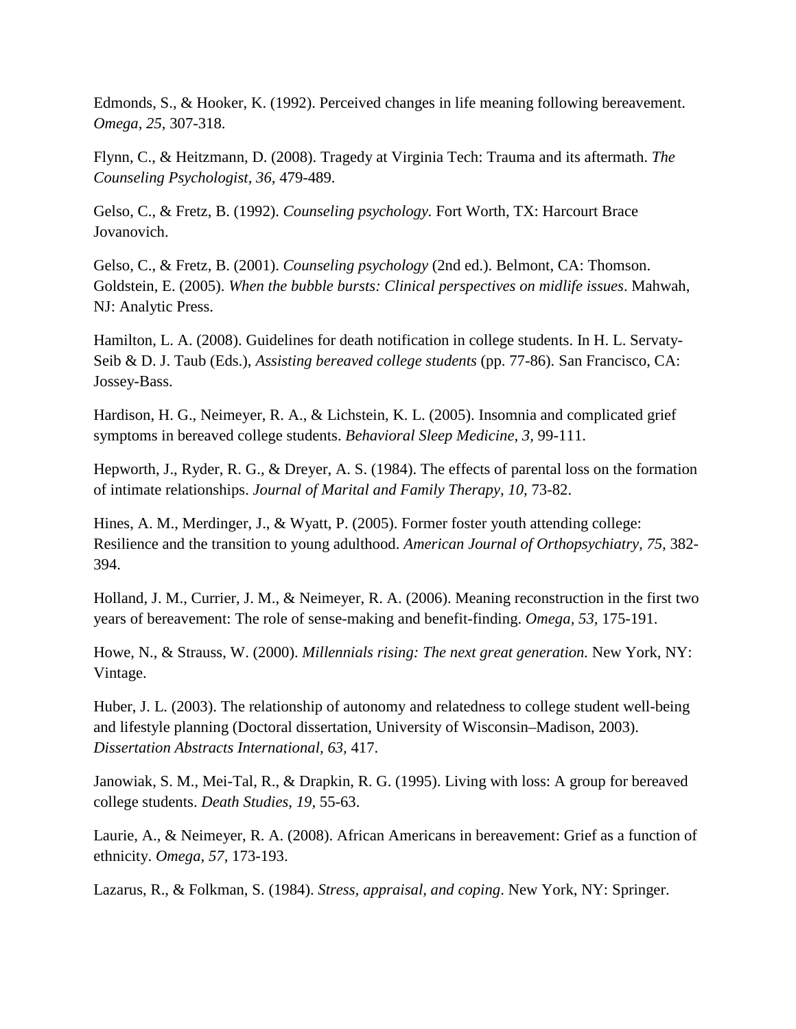Edmonds, S., & Hooker, K. (1992). Perceived changes in life meaning following bereavement. *Omega, 25,* 307-318.

Flynn, C., & Heitzmann, D. (2008). Tragedy at Virginia Tech: Trauma and its aftermath. *The Counseling Psychologist, 36,* 479-489.

Gelso, C., & Fretz, B. (1992). *Counseling psychology.* Fort Worth, TX: Harcourt Brace Jovanovich.

Gelso, C., & Fretz, B. (2001). *Counseling psychology* (2nd ed.). Belmont, CA: Thomson.
Goldstein, E. (2005). *When the bubble bursts: Clinical perspectives on midlife issues*. Mahwah, NJ: Analytic Press.

Hamilton, L. A. (2008). Guidelines for death notification in college students. In H. L. Servaty-Seib & D. J. Taub (Eds.), *Assisting bereaved college students* (pp. 77-86). San Francisco, CA: Jossey-Bass.

Hardison, H. G., Neimeyer, R. A., & Lichstein, K. L. (2005). Insomnia and complicated grief symptoms in bereaved college students. *Behavioral Sleep Medicine, 3,* 99-111.

Hepworth, J., Ryder, R. G., & Dreyer, A. S. (1984). The effects of parental loss on the formation of intimate relationships. *Journal of Marital and Family Therapy, 10,* 73-82.

Hines, A. M., Merdinger, J., & Wyatt, P. (2005). Former foster youth attending college: Resilience and the transition to young adulthood. *American Journal of Orthopsychiatry, 75,* 382-394.

Holland, J. M., Currier, J. M., & Neimeyer, R. A. (2006). Meaning reconstruction in the first two years of bereavement: The role of sense-making and benefit-finding. *Omega, 53,* 175-191.

Howe, N., & Strauss, W. (2000). *Millennials rising: The next great generation.* New York, NY: Vintage.

Huber, J. L. (2003). The relationship of autonomy and relatedness to college student well-being and lifestyle planning (Doctoral dissertation, University of Wisconsin–Madison, 2003). *Dissertation Abstracts International, 63,* 417.

Janowiak, S. M., Mei-Tal, R., & Drapkin, R. G. (1995). Living with loss: A group for bereaved college students. *Death Studies, 19,* 55-63.

Laurie, A., & Neimeyer, R. A. (2008). African Americans in bereavement: Grief as a function of ethnicity. *Omega, 57,* 173-193.

Lazarus, R., & Folkman, S. (1984). *Stress, appraisal, and coping*. New York, NY: Springer.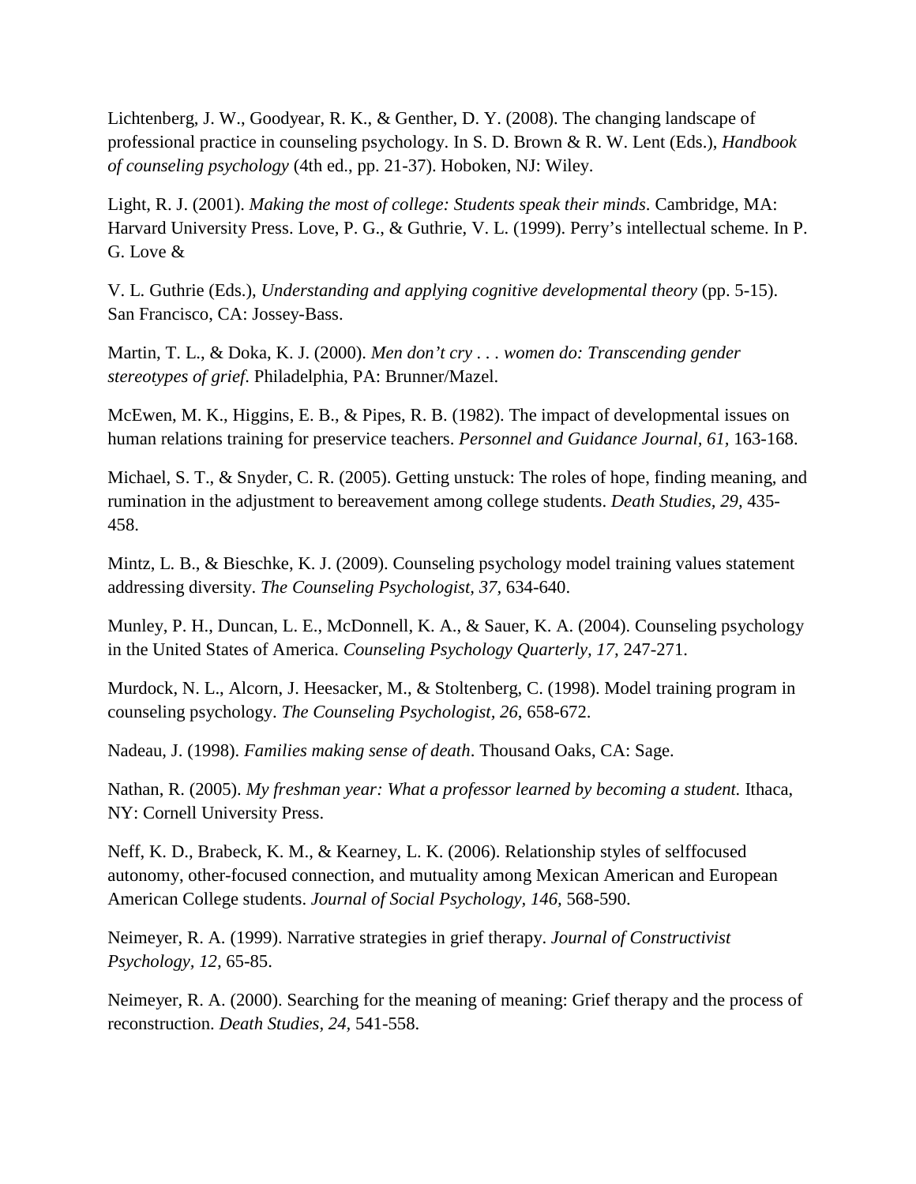Lichtenberg, J. W., Goodyear, R. K., & Genther, D. Y. (2008). The changing landscape of professional practice in counseling psychology. In S. D. Brown & R. W. Lent (Eds.), *Handbook of counseling psychology* (4th ed., pp. 21-37). Hoboken, NJ: Wiley.

Light, R. J. (2001). *Making the most of college: Students speak their minds*. Cambridge, MA: Harvard University Press. Love, P. G., & Guthrie, V. L. (1999). Perry's intellectual scheme. In P. G. Love &

V. L. Guthrie (Eds.), *Understanding and applying cognitive developmental theory* (pp. 5-15). San Francisco, CA: Jossey-Bass.

Martin, T. L., & Doka, K. J. (2000). *Men don't cry . . . women do: Transcending gender stereotypes of grief.* Philadelphia, PA: Brunner/Mazel.

McEwen, M. K., Higgins, E. B., & Pipes, R. B. (1982). The impact of developmental issues on human relations training for preservice teachers. *Personnel and Guidance Journal, 61,* 163-168.

Michael, S. T., & Snyder, C. R. (2005). Getting unstuck: The roles of hope, finding meaning, and rumination in the adjustment to bereavement among college students. *Death Studies, 29,* 435-458.

Mintz, L. B., & Bieschke, K. J. (2009). Counseling psychology model training values statement addressing diversity. *The Counseling Psychologist, 37,* 634-640.

Munley, P. H., Duncan, L. E., McDonnell, K. A., & Sauer, K. A. (2004). Counseling psychology in the United States of America. *Counseling Psychology Quarterly, 17,* 247-271.

Murdock, N. L., Alcorn, J. Heesacker, M., & Stoltenberg, C. (1998). Model training program in counseling psychology. *The Counseling Psychologist, 26,* 658-672.

Nadeau, J. (1998). *Families making sense of death*. Thousand Oaks, CA: Sage.

Nathan, R. (2005). *My freshman year: What a professor learned by becoming a student.* Ithaca, NY: Cornell University Press.

Neff, K. D., Brabeck, K. M., & Kearney, L. K. (2006). Relationship styles of selffocused autonomy, other-focused connection, and mutuality among Mexican American and European American College students. *Journal of Social Psychology, 146,* 568-590.

Neimeyer, R. A. (1999). Narrative strategies in grief therapy. *Journal of Constructivist Psychology, 12,* 65-85.

Neimeyer, R. A. (2000). Searching for the meaning of meaning: Grief therapy and the process of reconstruction. *Death Studies, 24,* 541-558.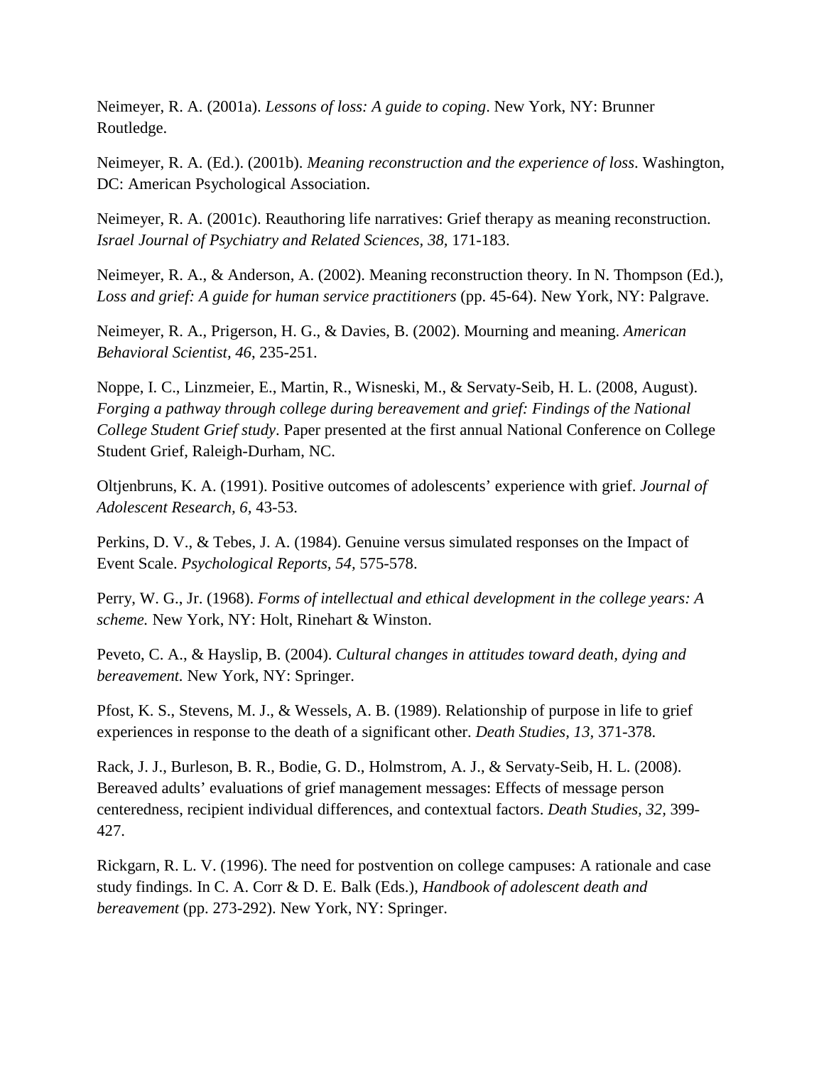Neimeyer, R. A. (2001a). *Lessons of loss: A guide to coping*. New York, NY: Brunner Routledge.

Neimeyer, R. A. (Ed.). (2001b). *Meaning reconstruction and the experience of loss*. Washington, DC: American Psychological Association.

Neimeyer, R. A. (2001c). Reauthoring life narratives: Grief therapy as meaning reconstruction. *Israel Journal of Psychiatry and Related Sciences, 38,* 171-183.

Neimeyer, R. A., & Anderson, A. (2002). Meaning reconstruction theory. In N. Thompson (Ed.), *Loss and grief: A guide for human service practitioners* (pp. 45-64). New York, NY: Palgrave.

Neimeyer, R. A., Prigerson, H. G., & Davies, B. (2002). Mourning and meaning. *American Behavioral Scientist, 46*, 235-251.

Noppe, I. C., Linzmeier, E., Martin, R., Wisneski, M., & Servaty-Seib, H. L. (2008, August). *Forging a pathway through college during bereavement and grief: Findings of the National College Student Grief study*. Paper presented at the first annual National Conference on College Student Grief, Raleigh-Durham, NC.

Oltjenbruns, K. A. (1991). Positive outcomes of adolescents' experience with grief. *Journal of Adolescent Research, 6,* 43-53.

Perkins, D. V., & Tebes, J. A. (1984). Genuine versus simulated responses on the Impact of Event Scale. *Psychological Reports, 54,* 575-578.

Perry, W. G., Jr. (1968). *Forms of intellectual and ethical development in the college years: A scheme.* New York, NY: Holt, Rinehart & Winston.

Peveto, C. A., & Hayslip, B. (2004). *Cultural changes in attitudes toward death, dying and bereavement.* New York, NY: Springer.

Pfost, K. S., Stevens, M. J., & Wessels, A. B. (1989). Relationship of purpose in life to grief experiences in response to the death of a significant other. *Death Studies, 13,* 371-378.

Rack, J. J., Burleson, B. R., Bodie, G. D., Holmstrom, A. J., & Servaty-Seib, H. L. (2008). Bereaved adults' evaluations of grief management messages: Effects of message person centeredness, recipient individual differences, and contextual factors. *Death Studies, 32,* 399-427.

Rickgarn, R. L. V. (1996). The need for postvention on college campuses: A rationale and case study findings. In C. A. Corr & D. E. Balk (Eds.), *Handbook of adolescent death and bereavement* (pp. 273-292). New York, NY: Springer.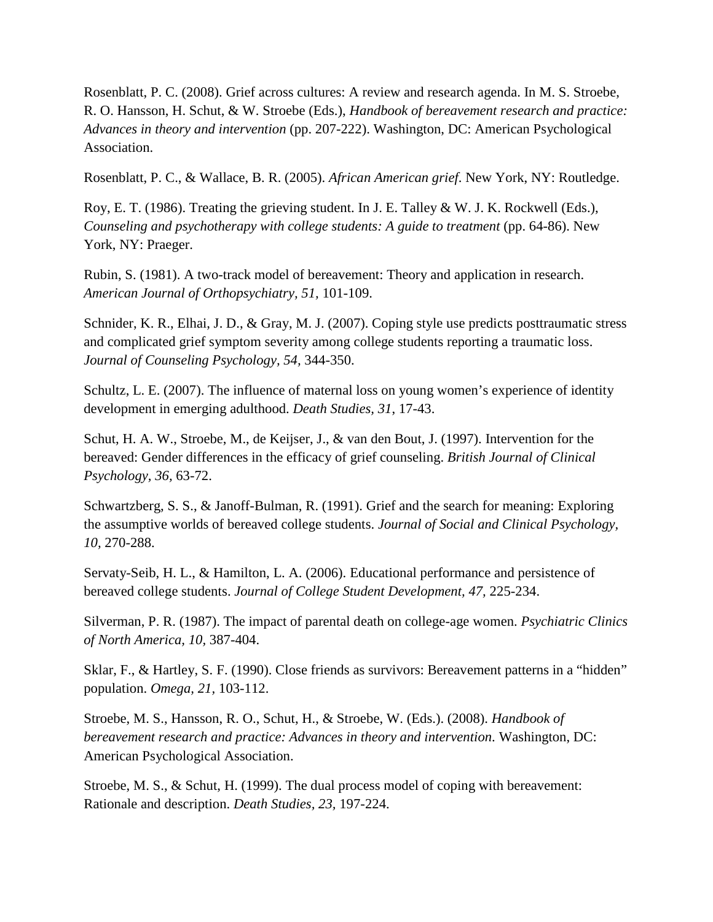Rosenblatt, P. C. (2008). Grief across cultures: A review and research agenda. In M. S. Stroebe, R. O. Hansson, H. Schut, & W. Stroebe (Eds.), *Handbook of bereavement research and practice: Advances in theory and intervention* (pp. 207-222). Washington, DC: American Psychological Association.

Rosenblatt, P. C., & Wallace, B. R. (2005). *African American grief*. New York, NY: Routledge.

Roy, E. T. (1986). Treating the grieving student. In J. E. Talley & W. J. K. Rockwell (Eds.), *Counseling and psychotherapy with college students: A guide to treatment* (pp. 64-86). New York, NY: Praeger.

Rubin, S. (1981). A two-track model of bereavement: Theory and application in research. *American Journal of Orthopsychiatry, 51*, 101-109.

Schnider, K. R., Elhai, J. D., & Gray, M. J. (2007). Coping style use predicts posttraumatic stress and complicated grief symptom severity among college students reporting a traumatic loss. *Journal of Counseling Psychology, 54,* 344-350.

Schultz, L. E. (2007). The influence of maternal loss on young women's experience of identity development in emerging adulthood. *Death Studies, 31*, 17-43.

Schut, H. A. W., Stroebe, M., de Keijser, J., & van den Bout, J. (1997). Intervention for the bereaved: Gender differences in the efficacy of grief counseling. *British Journal of Clinical Psychology, 36,* 63-72.

Schwartzberg, S. S., & Janoff-Bulman, R. (1991). Grief and the search for meaning: Exploring the assumptive worlds of bereaved college students. *Journal of Social and Clinical Psychology, 10,* 270-288.

Servaty-Seib, H. L., & Hamilton, L. A. (2006). Educational performance and persistence of bereaved college students. *Journal of College Student Development, 47,* 225-234.

Silverman, P. R. (1987). The impact of parental death on college-age women. *Psychiatric Clinics of North America, 10,* 387-404.

Sklar, F., & Hartley, S. F. (1990). Close friends as survivors: Bereavement patterns in a "hidden" population. *Omega, 21,* 103-112.

Stroebe, M. S., Hansson, R. O., Schut, H., & Stroebe, W. (Eds.). (2008). *Handbook of bereavement research and practice: Advances in theory and intervention.* Washington, DC: American Psychological Association.

Stroebe, M. S., & Schut, H. (1999). The dual process model of coping with bereavement: Rationale and description. *Death Studies, 23,* 197-224.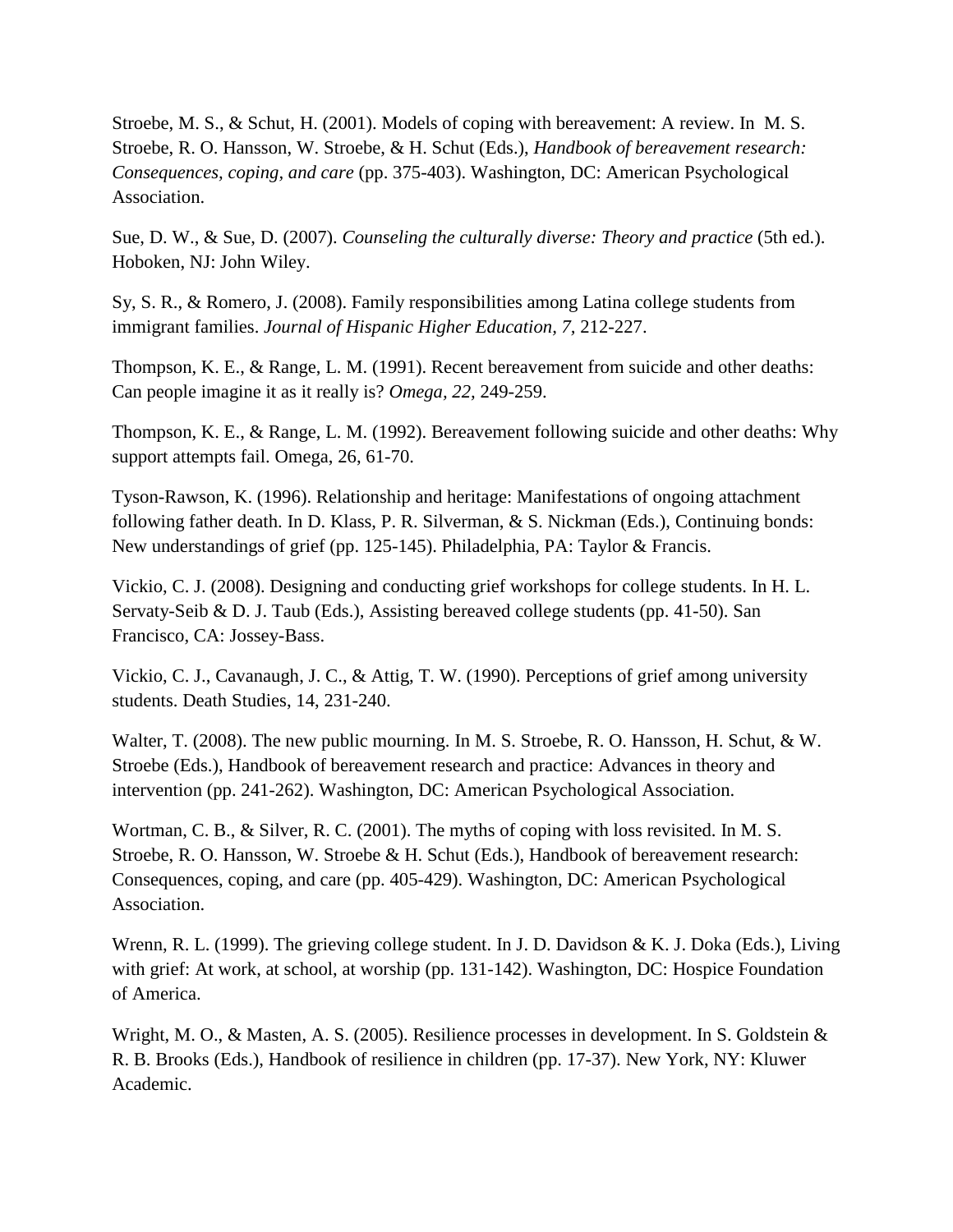Stroebe, M. S., & Schut, H. (2001). Models of coping with bereavement: A review. In  M. S. Stroebe, R. O. Hansson, W. Stroebe, & H. Schut (Eds.), *Handbook of bereavement research: Consequences, coping, and care* (pp. 375-403). Washington, DC: American Psychological Association.

Sue, D. W., & Sue, D. (2007). *Counseling the culturally diverse: Theory and practice* (5th ed.). Hoboken, NJ: John Wiley.

Sy, S. R., & Romero, J. (2008). Family responsibilities among Latina college students from immigrant families. *Journal of Hispanic Higher Education, 7,* 212-227.

Thompson, K. E., & Range, L. M. (1991). Recent bereavement from suicide and other deaths: Can people imagine it as it really is? *Omega, 22,* 249-259.

Thompson, K. E., & Range, L. M. (1992). Bereavement following suicide and other deaths: Why support attempts fail. Omega, 26, 61-70.

Tyson-Rawson, K. (1996). Relationship and heritage: Manifestations of ongoing attachment following father death. In D. Klass, P. R. Silverman, & S. Nickman (Eds.), Continuing bonds: New understandings of grief (pp. 125-145). Philadelphia, PA: Taylor & Francis.

Vickio, C. J. (2008). Designing and conducting grief workshops for college students. In H. L. Servaty-Seib & D. J. Taub (Eds.), Assisting bereaved college students (pp. 41-50). San Francisco, CA: Jossey-Bass.

Vickio, C. J., Cavanaugh, J. C., & Attig, T. W. (1990). Perceptions of grief among university students. Death Studies, 14, 231-240.

Walter, T. (2008). The new public mourning. In M. S. Stroebe, R. O. Hansson, H. Schut, & W. Stroebe (Eds.), Handbook of bereavement research and practice: Advances in theory and intervention (pp. 241-262). Washington, DC: American Psychological Association.

Wortman, C. B., & Silver, R. C. (2001). The myths of coping with loss revisited. In M. S. Stroebe, R. O. Hansson, W. Stroebe & H. Schut (Eds.), Handbook of bereavement research: Consequences, coping, and care (pp. 405-429). Washington, DC: American Psychological Association.

Wrenn, R. L. (1999). The grieving college student. In J. D. Davidson & K. J. Doka (Eds.), Living with grief: At work, at school, at worship (pp. 131-142). Washington, DC: Hospice Foundation of America.

Wright, M. O., & Masten, A. S. (2005). Resilience processes in development. In S. Goldstein & R. B. Brooks (Eds.), Handbook of resilience in children (pp. 17-37). New York, NY: Kluwer Academic.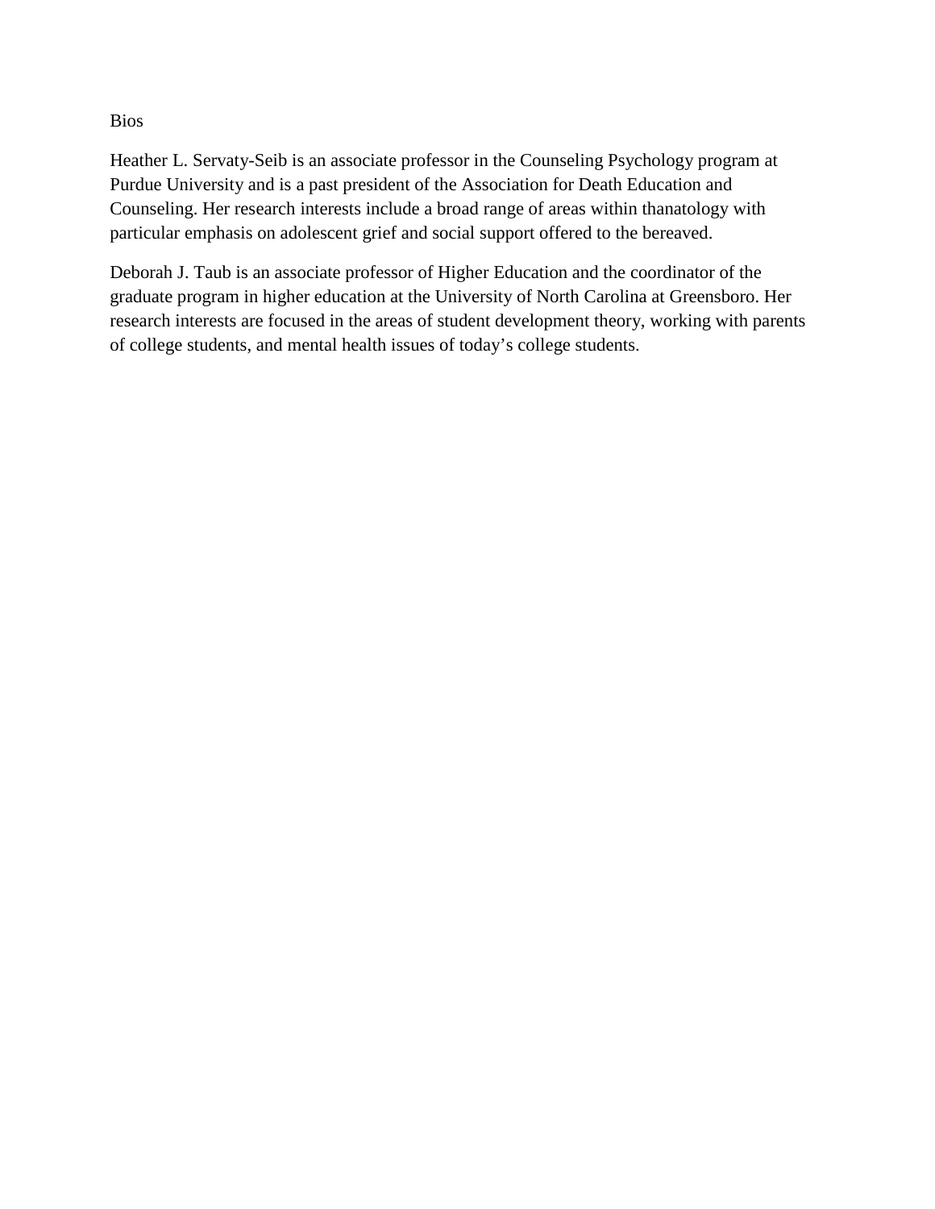Bios

Heather L. Servaty-Seib is an associate professor in the Counseling Psychology program at Purdue University and is a past president of the Association for Death Education and Counseling. Her research interests include a broad range of areas within thanatology with particular emphasis on adolescent grief and social support offered to the bereaved.

Deborah J. Taub is an associate professor of Higher Education and the coordinator of the graduate program in higher education at the University of North Carolina at Greensboro. Her research interests are focused in the areas of student development theory, working with parents of college students, and mental health issues of today's college students.